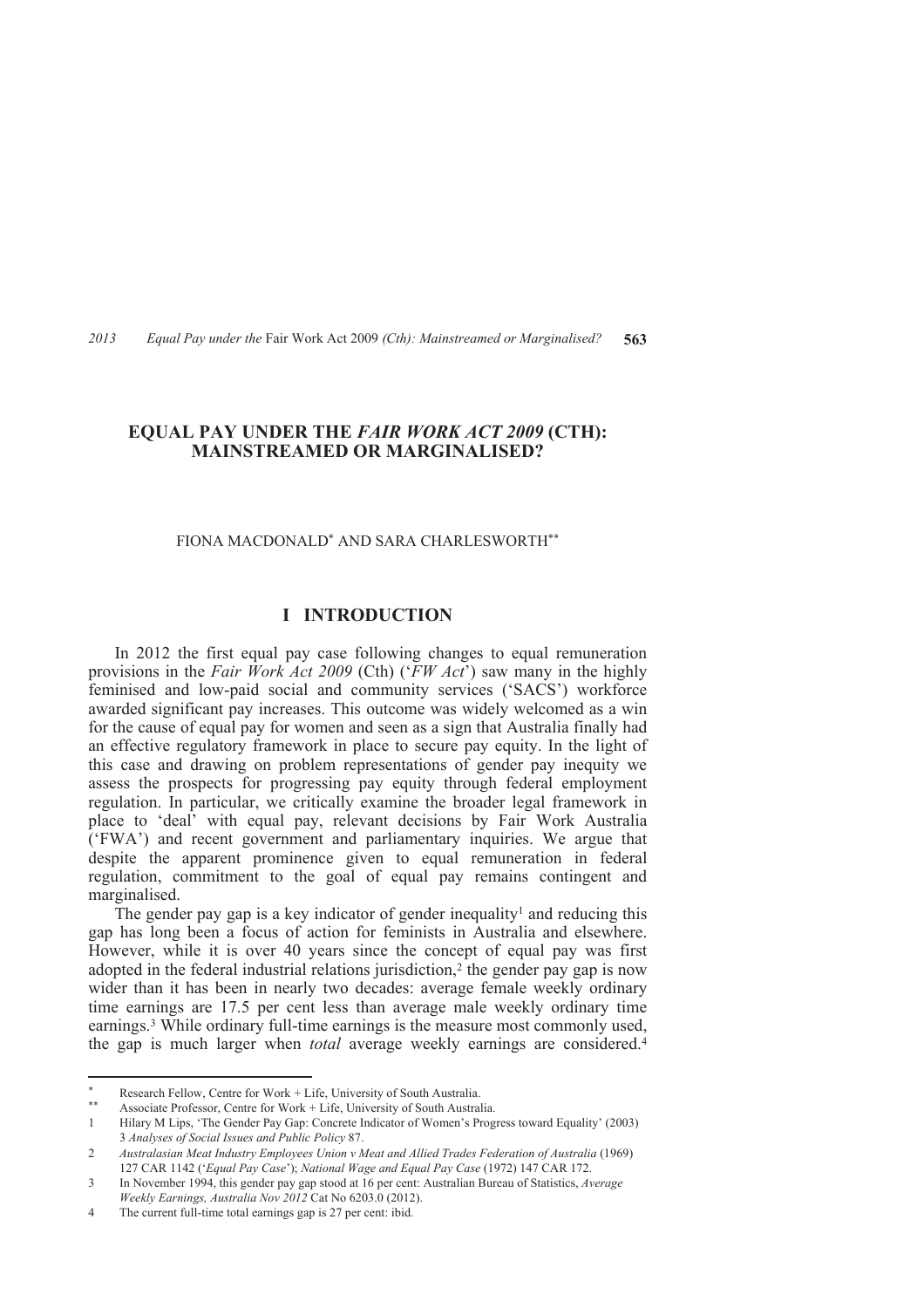# EQUAL PAY UNDER THE *FAIR WORK ACT 2009* (CTH): MAINSTREAMED OR MARGINALISED?

FIONA MACDONALD[*] AND SARA CHARLESWORTH[**]

## I INTRODUCTION

In 2012 the first equal pay case following changes to equal remuneration provisions in the *Fair Work Act 2009* (Cth) ('*FW Act*') saw many in the highly feminised and low-paid social and community services ('SACS') workforce awarded significant pay increases. This outcome was widely welcomed as a win for the cause of equal pay for women and seen as a sign that Australia finally had an effective regulatory framework in place to secure pay equity. In the light of this case and drawing on problem representations of gender pay inequity we assess the prospects for progressing pay equity through federal employment regulation. In particular, we critically examine the broader legal framework in place to 'deal' with equal pay, relevant decisions by Fair Work Australia ('FWA') and recent government and parliamentary inquiries. We argue that despite the apparent prominence given to equal remuneration in federal regulation, commitment to the goal of equal pay remains contingent and marginalised.

The gender pay gap is a key indicator of gender inequality[1] and reducing this gap has long been a focus of action for feminists in Australia and elsewhere. However, while it is over 40 years since the concept of equal pay was first adopted in the federal industrial relations jurisdiction,[2] the gender pay gap is now wider than it has been in nearly two decades: average female weekly ordinary time earnings are 17.5 per cent less than average male weekly ordinary time earnings.[3] While ordinary full-time earnings is the measure most commonly used, the gap is much larger when *total* average weekly earnings are considered.[4]

---

[*] Research Fellow, Centre for Work + Life, University of South Australia.

[**] Associate Professor, Centre for Work + Life, University of South Australia.

1 Hilary M Lips, 'The Gender Pay Gap: Concrete Indicator of Women's Progress toward Equality' (2003) 3 *Analyses of Social Issues and Public Policy* 87.

2 *Australasian Meat Industry Employees Union v Meat and Allied Trades Federation of Australia* (1969) 127 CAR 1142 ('*Equal Pay Case*'); *National Wage and Equal Pay Case* (1972) 147 CAR 172.

3 In November 1994, this gender pay gap stood at 16 per cent: Australian Bureau of Statistics, *Average Weekly Earnings, Australia Nov 2012* Cat No 6203.0 (2012).

4 The current full-time total earnings gap is 27 per cent: ibid.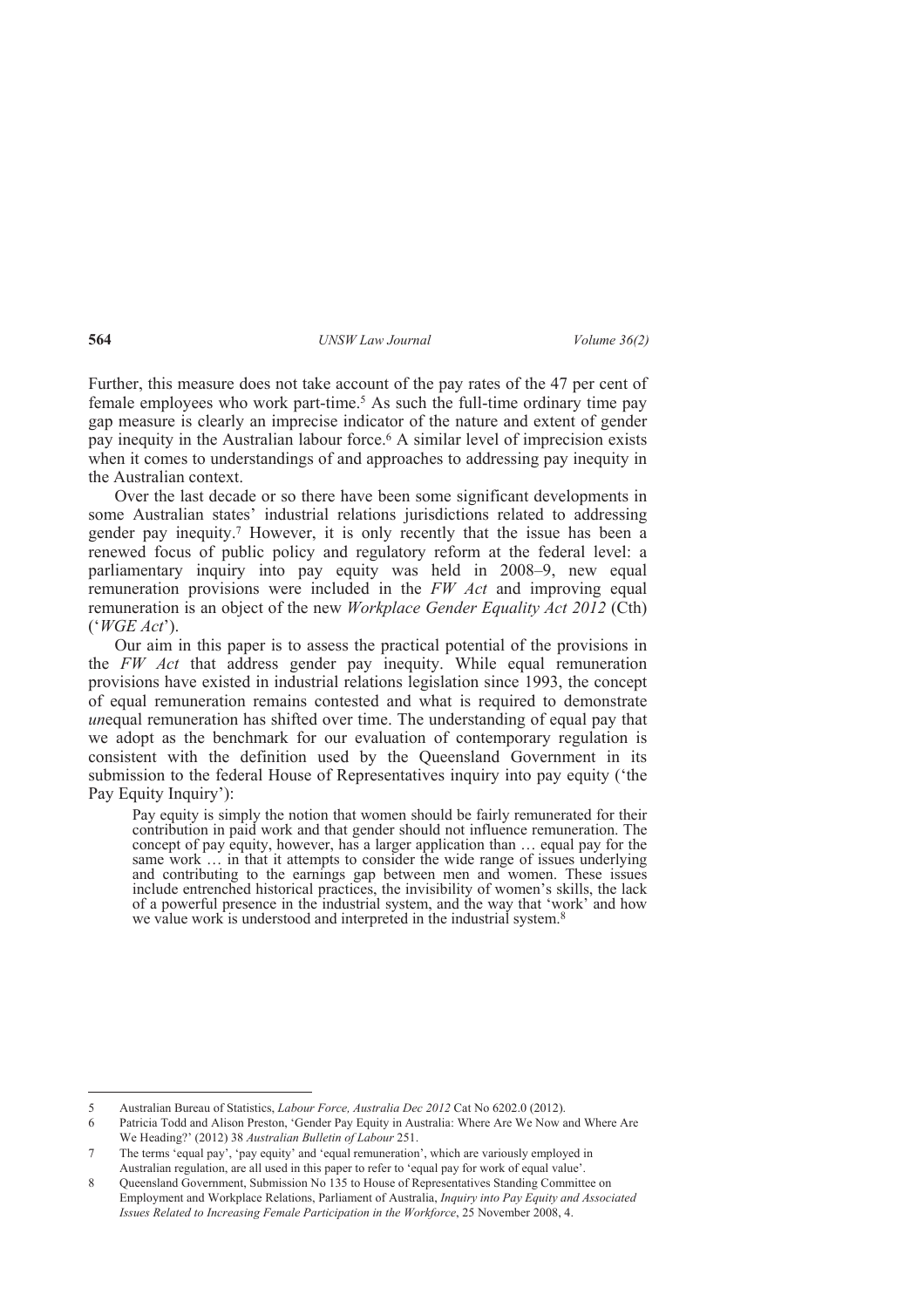Further, this measure does not take account of the pay rates of the 47 per cent of female employees who work part-time.[5] As such the full-time ordinary time pay gap measure is clearly an imprecise indicator of the nature and extent of gender pay inequity in the Australian labour force.[6] A similar level of imprecision exists when it comes to understandings of and approaches to addressing pay inequity in the Australian context.

Over the last decade or so there have been some significant developments in some Australian states' industrial relations jurisdictions related to addressing gender pay inequity.[7] However, it is only recently that the issue has been a renewed focus of public policy and regulatory reform at the federal level: a parliamentary inquiry into pay equity was held in 2008–9, new equal remuneration provisions were included in the *FW Act* and improving equal remuneration is an object of the new *Workplace Gender Equality Act 2012* (Cth) ('*WGE Act*').

Our aim in this paper is to assess the practical potential of the provisions in the *FW Act* that address gender pay inequity. While equal remuneration provisions have existed in industrial relations legislation since 1993, the concept of equal remuneration remains contested and what is required to demonstrate *un*equal remuneration has shifted over time. The understanding of equal pay that we adopt as the benchmark for our evaluation of contemporary regulation is consistent with the definition used by the Queensland Government in its submission to the federal House of Representatives inquiry into pay equity ('the Pay Equity Inquiry'):

> Pay equity is simply the notion that women should be fairly remunerated for their contribution in paid work and that gender should not influence remuneration. The concept of pay equity, however, has a larger application than … equal pay for the same work … in that it attempts to consider the wide range of issues underlying and contributing to the earnings gap between men and women. These issues include entrenched historical practices, the invisibility of women's skills, the lack of a powerful presence in the industrial system, and the way that 'work' and how we value work is understood and interpreted in the industrial system.[8]

---

5 Australian Bureau of Statistics, *Labour Force, Australia Dec 2012* Cat No 6202.0 (2012).

6 Patricia Todd and Alison Preston, 'Gender Pay Equity in Australia: Where Are We Now and Where Are We Heading?' (2012) 38 *Australian Bulletin of Labour* 251.

7 The terms 'equal pay', 'pay equity' and 'equal remuneration', which are variously employed in Australian regulation, are all used in this paper to refer to 'equal pay for work of equal value'.

8 Queensland Government, Submission No 135 to House of Representatives Standing Committee on Employment and Workplace Relations, Parliament of Australia, *Inquiry into Pay Equity and Associated Issues Related to Increasing Female Participation in the Workforce*, 25 November 2008, 4.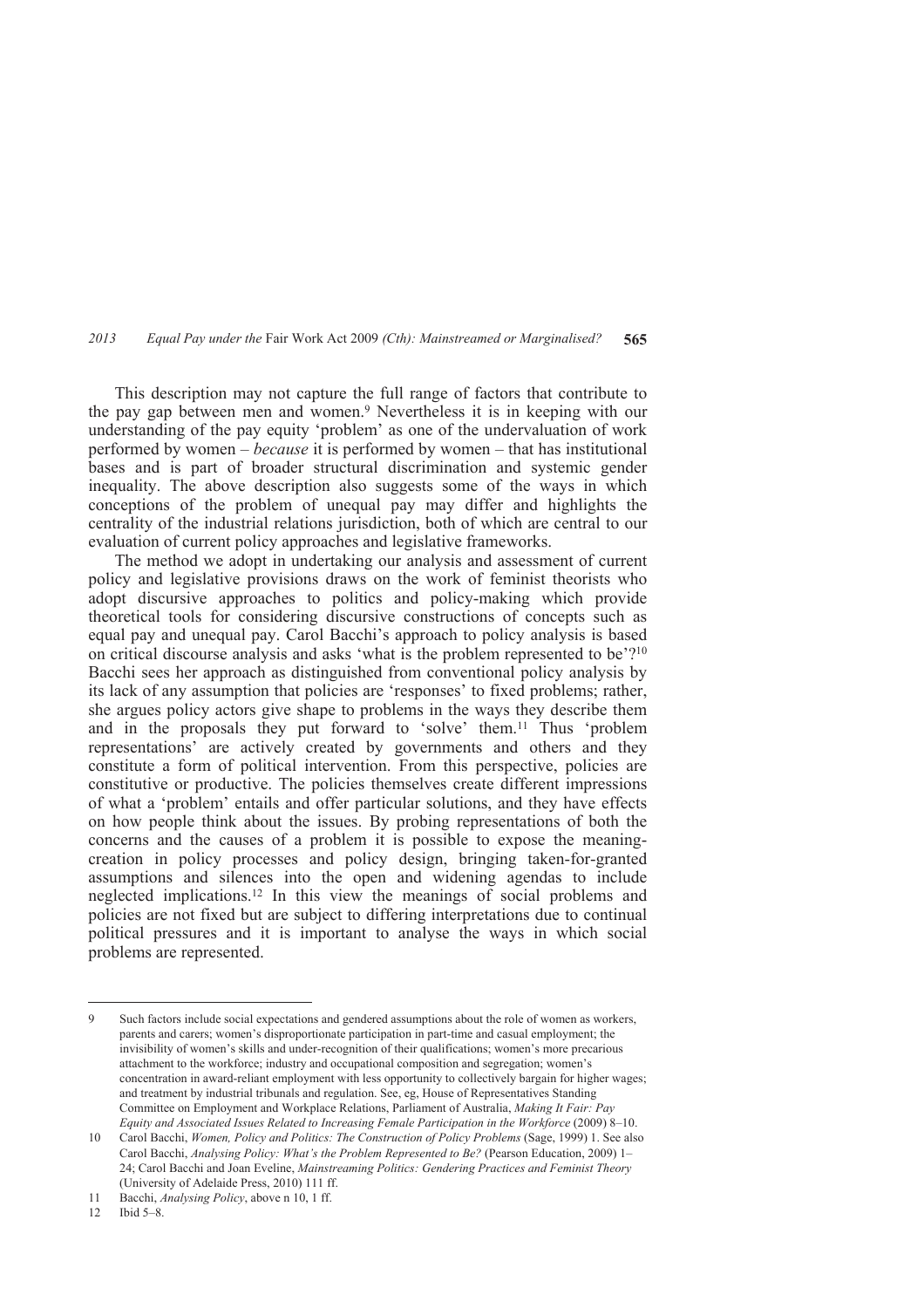This description may not capture the full range of factors that contribute to the pay gap between men and women.[9] Nevertheless it is in keeping with our understanding of the pay equity 'problem' as one of the undervaluation of work performed by women – *because* it is performed by women – that has institutional bases and is part of broader structural discrimination and systemic gender inequality. The above description also suggests some of the ways in which conceptions of the problem of unequal pay may differ and highlights the centrality of the industrial relations jurisdiction, both of which are central to our evaluation of current policy approaches and legislative frameworks.

The method we adopt in undertaking our analysis and assessment of current policy and legislative provisions draws on the work of feminist theorists who adopt discursive approaches to politics and policy-making which provide theoretical tools for considering discursive constructions of concepts such as equal pay and unequal pay. Carol Bacchi's approach to policy analysis is based on critical discourse analysis and asks 'what is the problem represented to be'?[10] Bacchi sees her approach as distinguished from conventional policy analysis by its lack of any assumption that policies are 'responses' to fixed problems; rather, she argues policy actors give shape to problems in the ways they describe them and in the proposals they put forward to 'solve' them.[11] Thus 'problem representations' are actively created by governments and others and they constitute a form of political intervention. From this perspective, policies are constitutive or productive. The policies themselves create different impressions of what a 'problem' entails and offer particular solutions, and they have effects on how people think about the issues. By probing representations of both the concerns and the causes of a problem it is possible to expose the meaning-creation in policy processes and policy design, bringing taken-for-granted assumptions and silences into the open and widening agendas to include neglected implications.[12] In this view the meanings of social problems and policies are not fixed but are subject to differing interpretations due to continual political pressures and it is important to analyse the ways in which social problems are represented.

---

9 Such factors include social expectations and gendered assumptions about the role of women as workers, parents and carers; women's disproportionate participation in part-time and casual employment; the invisibility of women's skills and under-recognition of their qualifications; women's more precarious attachment to the workforce; industry and occupational composition and segregation; women's concentration in award-reliant employment with less opportunity to collectively bargain for higher wages; and treatment by industrial tribunals and regulation. See, eg, House of Representatives Standing Committee on Employment and Workplace Relations, Parliament of Australia, *Making It Fair: Pay Equity and Associated Issues Related to Increasing Female Participation in the Workforce* (2009) 8–10.

10 Carol Bacchi, *Women, Policy and Politics: The Construction of Policy Problems* (Sage, 1999) 1. See also Carol Bacchi, *Analysing Policy: What's the Problem Represented to Be?* (Pearson Education, 2009) 1–24; Carol Bacchi and Joan Eveline, *Mainstreaming Politics: Gendering Practices and Feminist Theory* (University of Adelaide Press, 2010) 111 ff.

11 Bacchi, *Analysing Policy*, above n 10, 1 ff.

12 Ibid 5–8.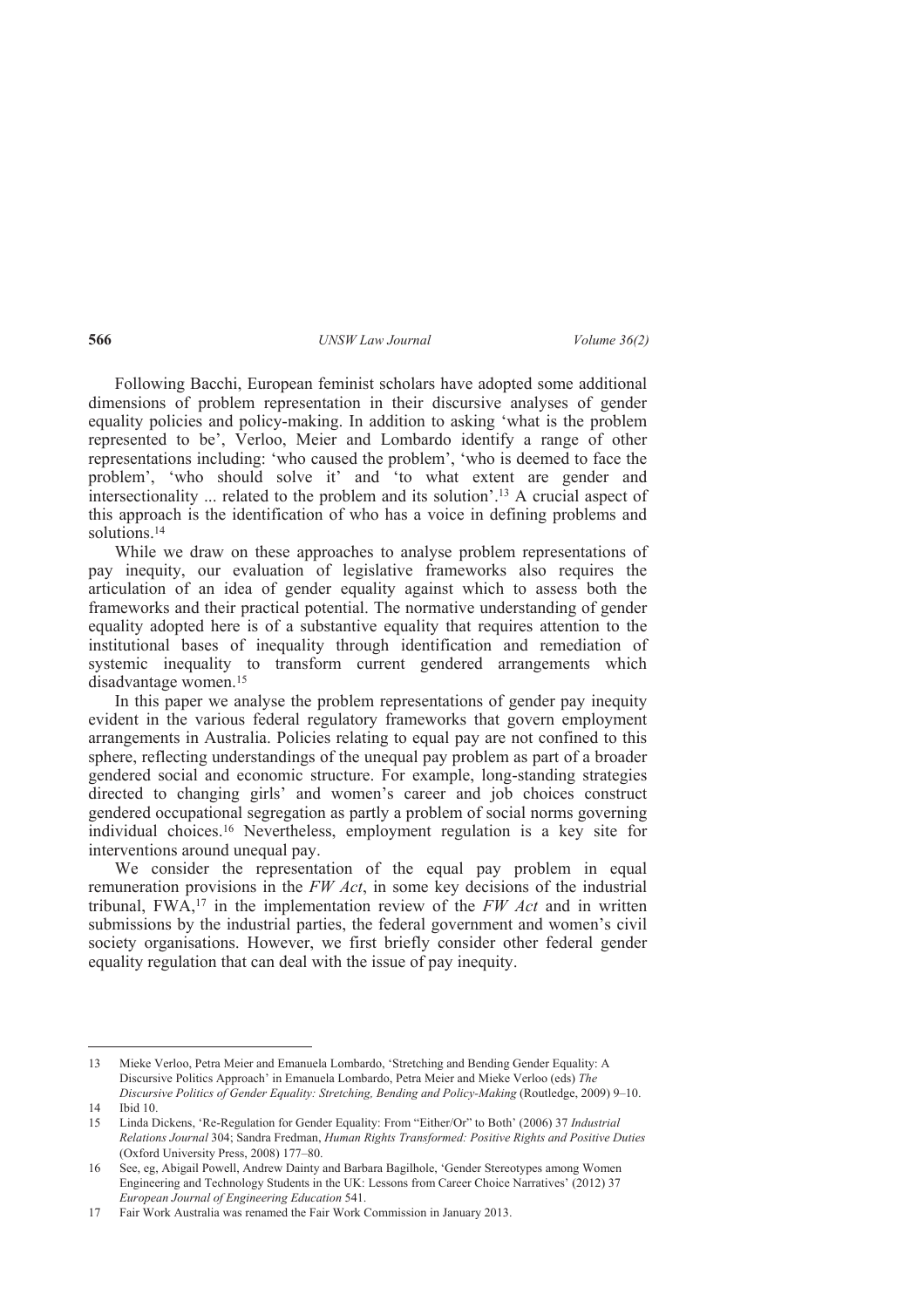Following Bacchi, European feminist scholars have adopted some additional dimensions of problem representation in their discursive analyses of gender equality policies and policy-making. In addition to asking 'what is the problem represented to be', Verloo, Meier and Lombardo identify a range of other representations including: 'who caused the problem', 'who is deemed to face the problem', 'who should solve it' and 'to what extent are gender and intersectionality ... related to the problem and its solution'.[13] A crucial aspect of this approach is the identification of who has a voice in defining problems and solutions.[14]

While we draw on these approaches to analyse problem representations of pay inequity, our evaluation of legislative frameworks also requires the articulation of an idea of gender equality against which to assess both the frameworks and their practical potential. The normative understanding of gender equality adopted here is of a substantive equality that requires attention to the institutional bases of inequality through identification and remediation of systemic inequality to transform current gendered arrangements which disadvantage women.[15]

In this paper we analyse the problem representations of gender pay inequity evident in the various federal regulatory frameworks that govern employment arrangements in Australia. Policies relating to equal pay are not confined to this sphere, reflecting understandings of the unequal pay problem as part of a broader gendered social and economic structure. For example, long-standing strategies directed to changing girls' and women's career and job choices construct gendered occupational segregation as partly a problem of social norms governing individual choices.[16] Nevertheless, employment regulation is a key site for interventions around unequal pay.

We consider the representation of the equal pay problem in equal remuneration provisions in the *FW Act*, in some key decisions of the industrial tribunal, FWA,[17] in the implementation review of the *FW Act* and in written submissions by the industrial parties, the federal government and women's civil society organisations. However, we first briefly consider other federal gender equality regulation that can deal with the issue of pay inequity.

---

13 Mieke Verloo, Petra Meier and Emanuela Lombardo, 'Stretching and Bending Gender Equality: A Discursive Politics Approach' in Emanuela Lombardo, Petra Meier and Mieke Verloo (eds) *The Discursive Politics of Gender Equality: Stretching, Bending and Policy-Making* (Routledge, 2009) 9–10.

14 Ibid 10.

15 Linda Dickens, 'Re-Regulation for Gender Equality: From "Either/Or" to Both' (2006) 37 *Industrial Relations Journal* 304; Sandra Fredman, *Human Rights Transformed: Positive Rights and Positive Duties* (Oxford University Press, 2008) 177–80.

16 See, eg, Abigail Powell, Andrew Dainty and Barbara Bagilhole, 'Gender Stereotypes among Women Engineering and Technology Students in the UK: Lessons from Career Choice Narratives' (2012) 37 *European Journal of Engineering Education* 541.

17 Fair Work Australia was renamed the Fair Work Commission in January 2013.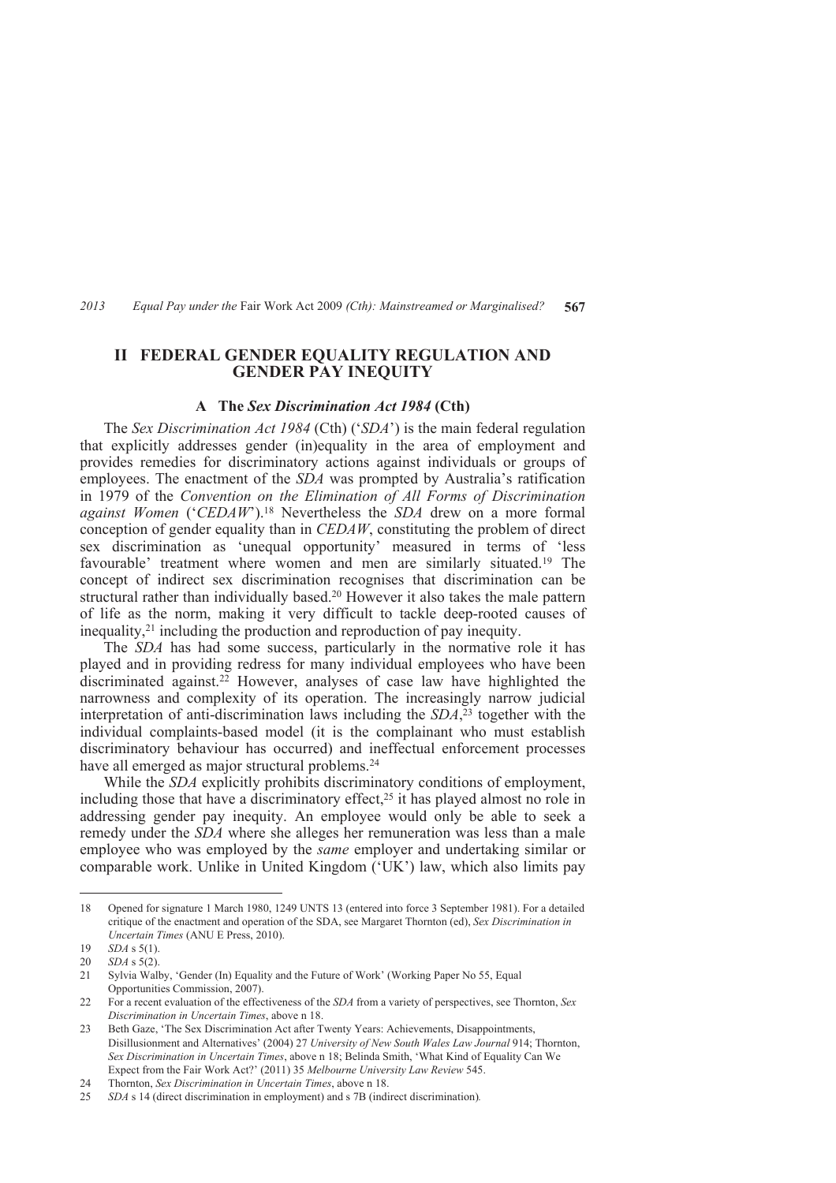## II FEDERAL GENDER EQUALITY REGULATION AND GENDER PAY INEQUITY

### A The *Sex Discrimination Act 1984* (Cth)

The *Sex Discrimination Act 1984* (Cth) ('*SDA*') is the main federal regulation that explicitly addresses gender (in)equality in the area of employment and provides remedies for discriminatory actions against individuals or groups of employees. The enactment of the *SDA* was prompted by Australia's ratification in 1979 of the *Convention on the Elimination of All Forms of Discrimination against Women* ('*CEDAW*').[18] Nevertheless the *SDA* drew on a more formal conception of gender equality than in *CEDAW*, constituting the problem of direct sex discrimination as 'unequal opportunity' measured in terms of 'less favourable' treatment where women and men are similarly situated.[19] The concept of indirect sex discrimination recognises that discrimination can be structural rather than individually based.[20] However it also takes the male pattern of life as the norm, making it very difficult to tackle deep-rooted causes of inequality,[21] including the production and reproduction of pay inequity.

The *SDA* has had some success, particularly in the normative role it has played and in providing redress for many individual employees who have been discriminated against.[22] However, analyses of case law have highlighted the narrowness and complexity of its operation. The increasingly narrow judicial interpretation of anti-discrimination laws including the *SDA*,[23] together with the individual complaints-based model (it is the complainant who must establish discriminatory behaviour has occurred) and ineffectual enforcement processes have all emerged as major structural problems.[24]

While the *SDA* explicitly prohibits discriminatory conditions of employment, including those that have a discriminatory effect,[25] it has played almost no role in addressing gender pay inequity. An employee would only be able to seek a remedy under the *SDA* where she alleges her remuneration was less than a male employee who was employed by the *same* employer and undertaking similar or comparable work. Unlike in United Kingdom ('UK') law, which also limits pay

---

18 Opened for signature 1 March 1980, 1249 UNTS 13 (entered into force 3 September 1981). For a detailed critique of the enactment and operation of the SDA, see Margaret Thornton (ed), *Sex Discrimination in Uncertain Times* (ANU E Press, 2010).

19 *SDA* s 5(1).

20 *SDA* s 5(2).

21 Sylvia Walby, 'Gender (In) Equality and the Future of Work' (Working Paper No 55, Equal Opportunities Commission, 2007).

22 For a recent evaluation of the effectiveness of the *SDA* from a variety of perspectives, see Thornton, *Sex Discrimination in Uncertain Times*, above n 18.

23 Beth Gaze, 'The Sex Discrimination Act after Twenty Years: Achievements, Disappointments, Disillusionment and Alternatives' (2004) 27 *University of New South Wales Law Journal* 914; Thornton, *Sex Discrimination in Uncertain Times*, above n 18; Belinda Smith, 'What Kind of Equality Can We Expect from the Fair Work Act?' (2011) 35 *Melbourne University Law Review* 545.

24 Thornton, *Sex Discrimination in Uncertain Times*, above n 18.

25 *SDA* s 14 (direct discrimination in employment) and s 7B (indirect discrimination).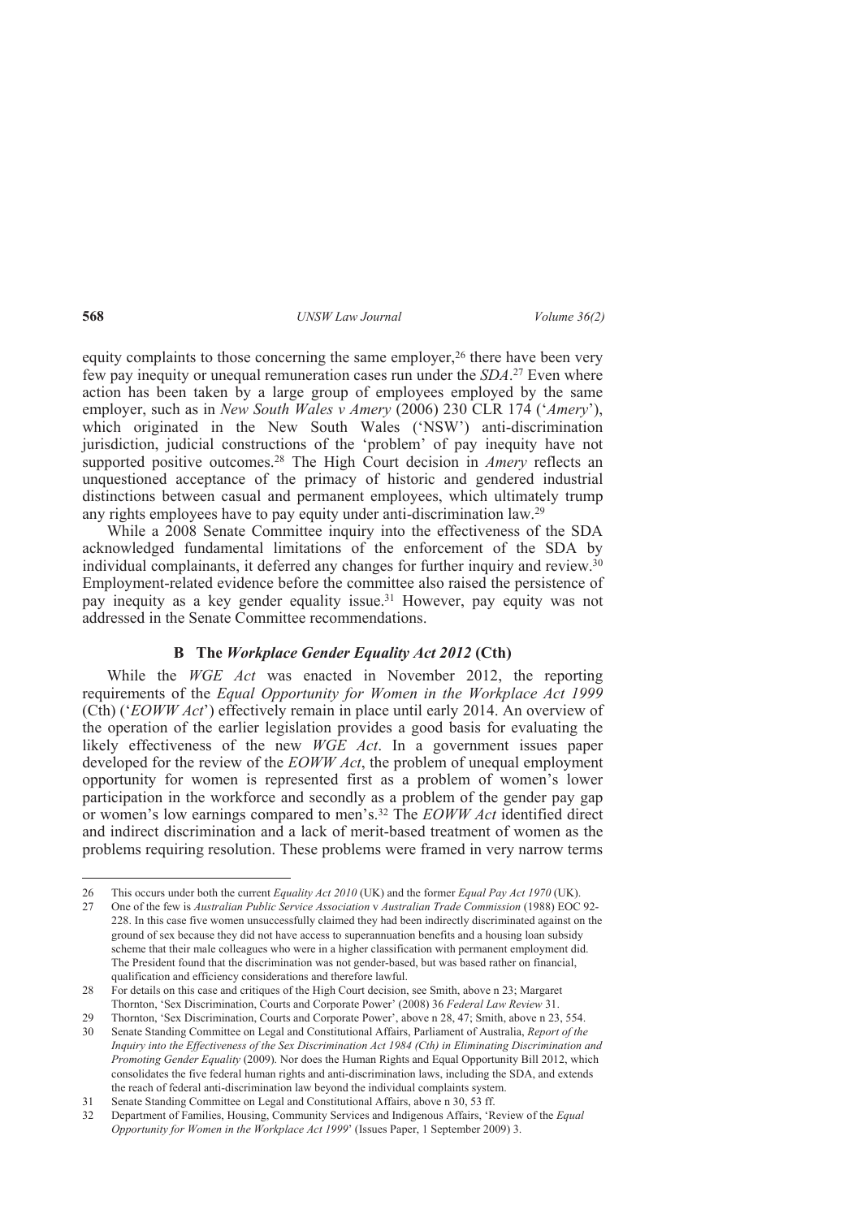equity complaints to those concerning the same employer,[26] there have been very few pay inequity or unequal remuneration cases run under the *SDA*.[27] Even where action has been taken by a large group of employees employed by the same employer, such as in *New South Wales v Amery* (2006) 230 CLR 174 ('*Amery*'), which originated in the New South Wales ('NSW') anti-discrimination jurisdiction, judicial constructions of the 'problem' of pay inequity have not supported positive outcomes.[28] The High Court decision in *Amery* reflects an unquestioned acceptance of the primacy of historic and gendered industrial distinctions between casual and permanent employees, which ultimately trump any rights employees have to pay equity under anti-discrimination law.[29]

While a 2008 Senate Committee inquiry into the effectiveness of the SDA acknowledged fundamental limitations of the enforcement of the SDA by individual complainants, it deferred any changes for further inquiry and review.[30] Employment-related evidence before the committee also raised the persistence of pay inequity as a key gender equality issue.[31] However, pay equity was not addressed in the Senate Committee recommendations.

### B The *Workplace Gender Equality Act 2012* (Cth)

While the *WGE Act* was enacted in November 2012, the reporting requirements of the *Equal Opportunity for Women in the Workplace Act 1999* (Cth) ('*EOWW Act*') effectively remain in place until early 2014. An overview of the operation of the earlier legislation provides a good basis for evaluating the likely effectiveness of the new *WGE Act*. In a government issues paper developed for the review of the *EOWW Act*, the problem of unequal employment opportunity for women is represented first as a problem of women's lower participation in the workforce and secondly as a problem of the gender pay gap or women's low earnings compared to men's.[32] The *EOWW Act* identified direct and indirect discrimination and a lack of merit-based treatment of women as the problems requiring resolution. These problems were framed in very narrow terms

---

26 This occurs under both the current *Equality Act 2010* (UK) and the former *Equal Pay Act 1970* (UK).

27 One of the few is *Australian Public Service Association v Australian Trade Commission* (1988) EOC 92-228. In this case five women unsuccessfully claimed they had been indirectly discriminated against on the ground of sex because they did not have access to superannuation benefits and a housing loan subsidy scheme that their male colleagues who were in a higher classification with permanent employment did. The President found that the discrimination was not gender-based, but was based rather on financial, qualification and efficiency considerations and therefore lawful.

28 For details on this case and critiques of the High Court decision, see Smith, above n 23; Margaret Thornton, 'Sex Discrimination, Courts and Corporate Power' (2008) 36 *Federal Law Review* 31.

29 Thornton, 'Sex Discrimination, Courts and Corporate Power', above n 28, 47; Smith, above n 23, 554.

30 Senate Standing Committee on Legal and Constitutional Affairs, Parliament of Australia, *Report of the Inquiry into the Effectiveness of the Sex Discrimination Act 1984 (Cth) in Eliminating Discrimination and Promoting Gender Equality* (2009). Nor does the Human Rights and Equal Opportunity Bill 2012, which consolidates the five federal human rights and anti-discrimination laws, including the SDA, and extends the reach of federal anti-discrimination law beyond the individual complaints system.

31 Senate Standing Committee on Legal and Constitutional Affairs, above n 30, 53 ff.

32 Department of Families, Housing, Community Services and Indigenous Affairs, 'Review of the *Equal Opportunity for Women in the Workplace Act 1999*' (Issues Paper, 1 September 2009) 3.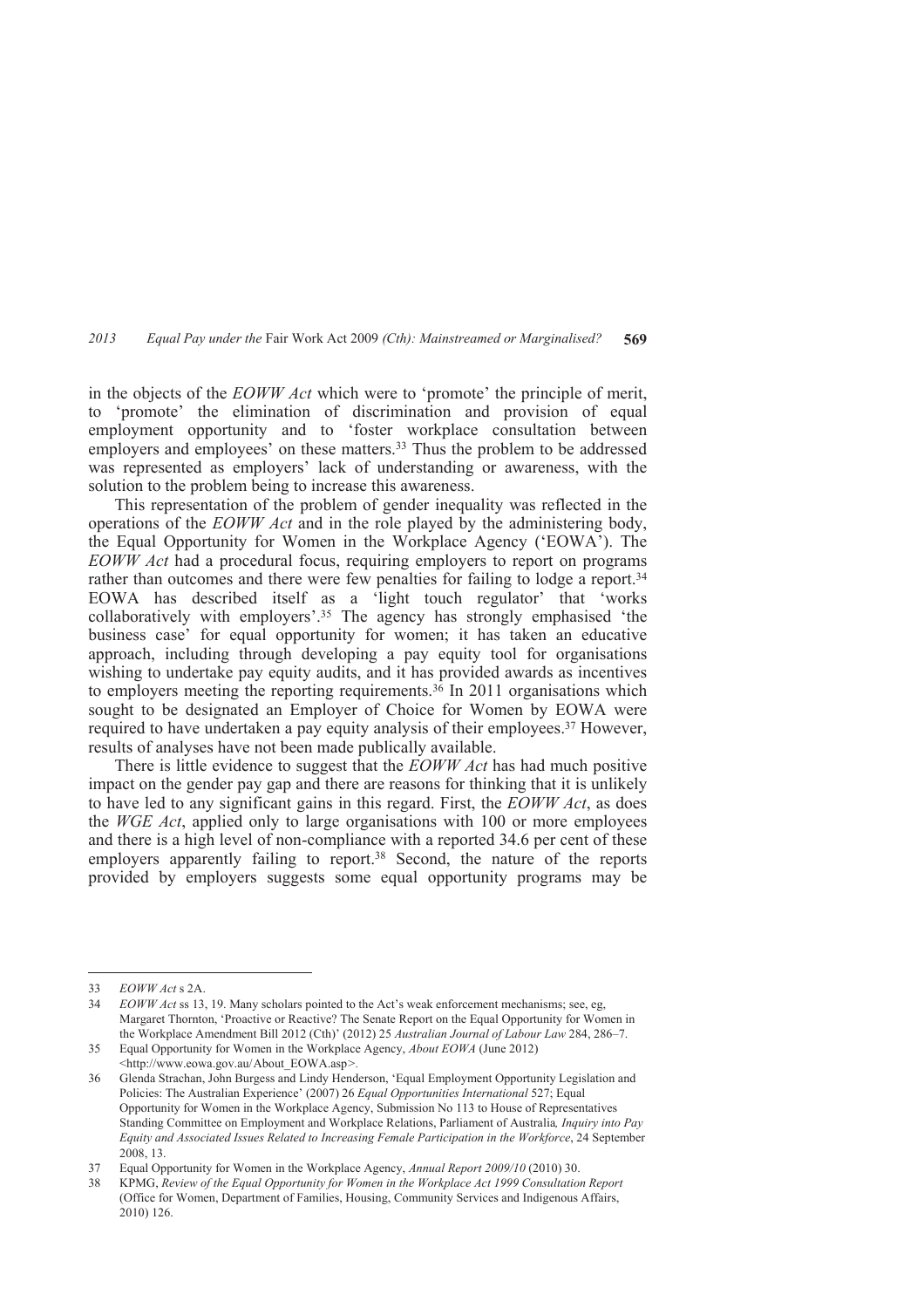in the objects of the *EOWW Act* which were to 'promote' the principle of merit, to 'promote' the elimination of discrimination and provision of equal employment opportunity and to 'foster workplace consultation between employers and employees' on these matters.[33] Thus the problem to be addressed was represented as employers' lack of understanding or awareness, with the solution to the problem being to increase this awareness.

This representation of the problem of gender inequality was reflected in the operations of the *EOWW Act* and in the role played by the administering body, the Equal Opportunity for Women in the Workplace Agency ('EOWA'). The *EOWW Act* had a procedural focus, requiring employers to report on programs rather than outcomes and there were few penalties for failing to lodge a report.[34] EOWA has described itself as a 'light touch regulator' that 'works collaboratively with employers'.[35] The agency has strongly emphasised 'the business case' for equal opportunity for women; it has taken an educative approach, including through developing a pay equity tool for organisations wishing to undertake pay equity audits, and it has provided awards as incentives to employers meeting the reporting requirements.[36] In 2011 organisations which sought to be designated an Employer of Choice for Women by EOWA were required to have undertaken a pay equity analysis of their employees.[37] However, results of analyses have not been made publically available.

There is little evidence to suggest that the *EOWW Act* has had much positive impact on the gender pay gap and there are reasons for thinking that it is unlikely to have led to any significant gains in this regard. First, the *EOWW Act*, as does the *WGE Act*, applied only to large organisations with 100 or more employees and there is a high level of non-compliance with a reported 34.6 per cent of these employers apparently failing to report.[38] Second, the nature of the reports provided by employers suggests some equal opportunity programs may be

---

33 *EOWW Act* s 2A.

34 *EOWW Act* ss 13, 19. Many scholars pointed to the Act's weak enforcement mechanisms; see, eg, Margaret Thornton, 'Proactive or Reactive? The Senate Report on the Equal Opportunity for Women in the Workplace Amendment Bill 2012 (Cth)' (2012) 25 *Australian Journal of Labour Law* 284, 286–7.

35 Equal Opportunity for Women in the Workplace Agency, *About EOWA* (June 2012) <http://www.eowa.gov.au/About_EOWA.asp>.

36 Glenda Strachan, John Burgess and Lindy Henderson, 'Equal Employment Opportunity Legislation and Policies: The Australian Experience' (2007) 26 *Equal Opportunities International* 527; Equal Opportunity for Women in the Workplace Agency, Submission No 113 to House of Representatives Standing Committee on Employment and Workplace Relations, Parliament of Australia*, Inquiry into Pay Equity and Associated Issues Related to Increasing Female Participation in the Workforce*, 24 September 2008, 13.

37 Equal Opportunity for Women in the Workplace Agency, *Annual Report 2009/10* (2010) 30.

38 KPMG, *Review of the Equal Opportunity for Women in the Workplace Act 1999 Consultation Report* (Office for Women, Department of Families, Housing, Community Services and Indigenous Affairs, 2010) 126.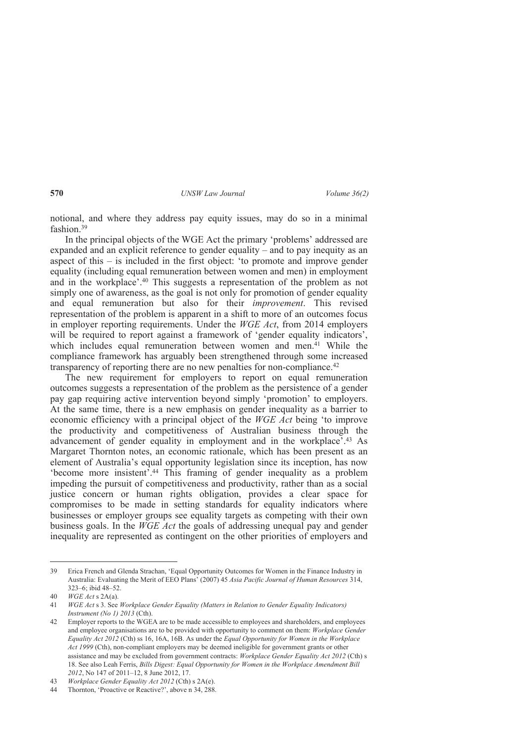notional, and where they address pay equity issues, may do so in a minimal fashion.[39]

In the principal objects of the WGE Act the primary 'problems' addressed are expanded and an explicit reference to gender equality – and to pay inequity as an aspect of this – is included in the first object: 'to promote and improve gender equality (including equal remuneration between women and men) in employment and in the workplace'.[40] This suggests a representation of the problem as not simply one of awareness, as the goal is not only for promotion of gender equality and equal remuneration but also for their *improvement*. This revised representation of the problem is apparent in a shift to more of an outcomes focus in employer reporting requirements. Under the *WGE Act*, from 2014 employers will be required to report against a framework of 'gender equality indicators', which includes equal remuneration between women and men.[41] While the compliance framework has arguably been strengthened through some increased transparency of reporting there are no new penalties for non-compliance.[42]

The new requirement for employers to report on equal remuneration outcomes suggests a representation of the problem as the persistence of a gender pay gap requiring active intervention beyond simply 'promotion' to employers. At the same time, there is a new emphasis on gender inequality as a barrier to economic efficiency with a principal object of the *WGE Act* being 'to improve the productivity and competitiveness of Australian business through the advancement of gender equality in employment and in the workplace'.[43] As Margaret Thornton notes, an economic rationale, which has been present as an element of Australia's equal opportunity legislation since its inception, has now 'become more insistent'.[44] This framing of gender inequality as a problem impeding the pursuit of competitiveness and productivity, rather than as a social justice concern or human rights obligation, provides a clear space for compromises to be made in setting standards for equality indicators where businesses or employer groups see equality targets as competing with their own business goals. In the *WGE Act* the goals of addressing unequal pay and gender inequality are represented as contingent on the other priorities of employers and

---

39 Erica French and Glenda Strachan, 'Equal Opportunity Outcomes for Women in the Finance Industry in Australia: Evaluating the Merit of EEO Plans' (2007) 45 *Asia Pacific Journal of Human Resources* 314, 323–6; ibid 48–52.

40 *WGE Act* s 2A(a).

41 *WGE Act* s 3. See *Workplace Gender Equality (Matters in Relation to Gender Equality Indicators) Instrument (No 1) 2013* (Cth).

42 Employer reports to the WGEA are to be made accessible to employees and shareholders, and employees and employee organisations are to be provided with opportunity to comment on them: *Workplace Gender Equality Act 2012* (Cth) ss 16, 16A, 16B. As under the *Equal Opportunity for Women in the Workplace Act 1999* (Cth), non-compliant employers may be deemed ineligible for government grants or other assistance and may be excluded from government contracts: *Workplace Gender Equality Act 2012* (Cth) s 18. See also Leah Ferris, *Bills Digest: Equal Opportunity for Women in the Workplace Amendment Bill 2012*, No 147 of 2011–12, 8 June 2012, 17.

43 *Workplace Gender Equality Act 2012* (Cth) s 2A(e).

44 Thornton, 'Proactive or Reactive?', above n 34, 288.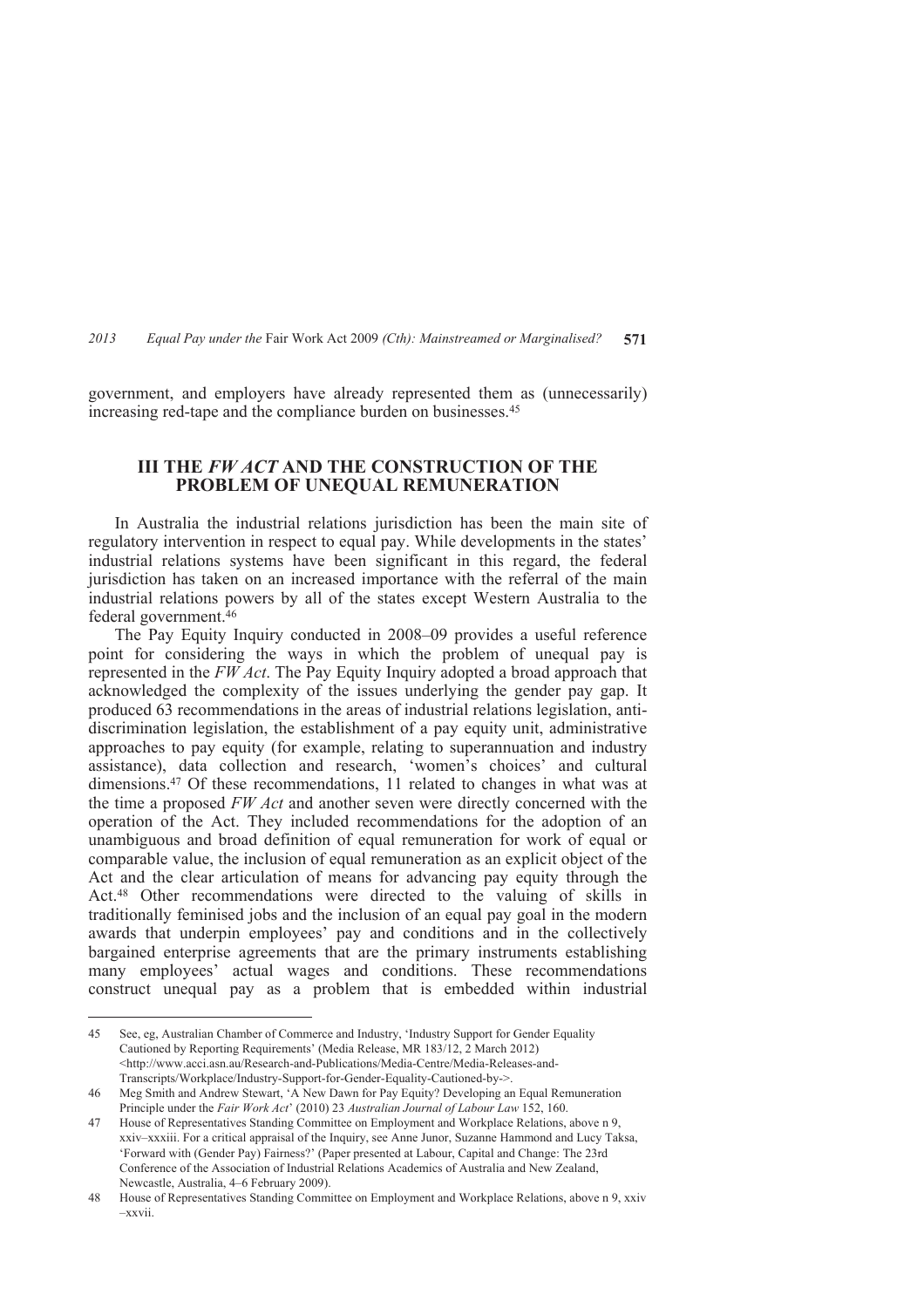government, and employers have already represented them as (unnecessarily) increasing red-tape and the compliance burden on businesses.[45]

## III THE *FW ACT* AND THE CONSTRUCTION OF THE PROBLEM OF UNEQUAL REMUNERATION

In Australia the industrial relations jurisdiction has been the main site of regulatory intervention in respect to equal pay. While developments in the states' industrial relations systems have been significant in this regard, the federal jurisdiction has taken on an increased importance with the referral of the main industrial relations powers by all of the states except Western Australia to the federal government.[46]

The Pay Equity Inquiry conducted in 2008–09 provides a useful reference point for considering the ways in which the problem of unequal pay is represented in the *FW Act*. The Pay Equity Inquiry adopted a broad approach that acknowledged the complexity of the issues underlying the gender pay gap. It produced 63 recommendations in the areas of industrial relations legislation, anti-discrimination legislation, the establishment of a pay equity unit, administrative approaches to pay equity (for example, relating to superannuation and industry assistance), data collection and research, 'women's choices' and cultural dimensions.[47] Of these recommendations, 11 related to changes in what was at the time a proposed *FW Act* and another seven were directly concerned with the operation of the Act. They included recommendations for the adoption of an unambiguous and broad definition of equal remuneration for work of equal or comparable value, the inclusion of equal remuneration as an explicit object of the Act and the clear articulation of means for advancing pay equity through the Act.[48] Other recommendations were directed to the valuing of skills in traditionally feminised jobs and the inclusion of an equal pay goal in the modern awards that underpin employees' pay and conditions and in the collectively bargained enterprise agreements that are the primary instruments establishing many employees' actual wages and conditions. These recommendations construct unequal pay as a problem that is embedded within industrial

---

45 See, eg, Australian Chamber of Commerce and Industry, 'Industry Support for Gender Equality Cautioned by Reporting Requirements' (Media Release, MR 183/12, 2 March 2012) <http://www.acci.asn.au/Research-and-Publications/Media-Centre/Media-Releases-and-Transcripts/Workplace/Industry-Support-for-Gender-Equality-Cautioned-by->.

46 Meg Smith and Andrew Stewart, 'A New Dawn for Pay Equity? Developing an Equal Remuneration Principle under the *Fair Work Act*' (2010) 23 *Australian Journal of Labour Law* 152, 160.

47 House of Representatives Standing Committee on Employment and Workplace Relations, above n 9, xxiv–xxxiii. For a critical appraisal of the Inquiry, see Anne Junor, Suzanne Hammond and Lucy Taksa, 'Forward with (Gender Pay) Fairness?' (Paper presented at Labour, Capital and Change: The 23rd Conference of the Association of Industrial Relations Academics of Australia and New Zealand, Newcastle, Australia, 4–6 February 2009).

48 House of Representatives Standing Committee on Employment and Workplace Relations, above n 9, xxiv–xxvii.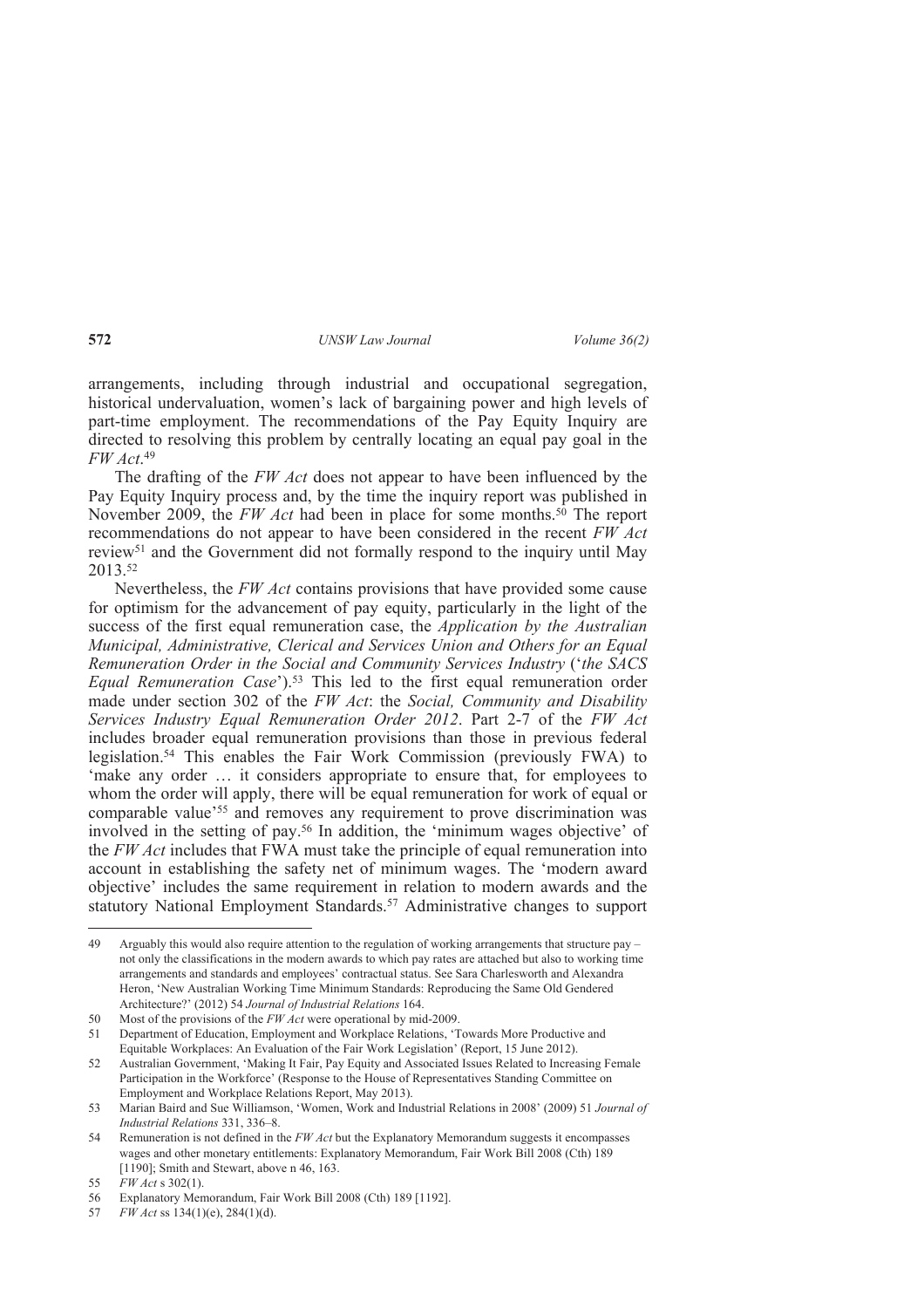arrangements, including through industrial and occupational segregation, historical undervaluation, women's lack of bargaining power and high levels of part-time employment. The recommendations of the Pay Equity Inquiry are directed to resolving this problem by centrally locating an equal pay goal in the *FW Act*.[49]

The drafting of the *FW Act* does not appear to have been influenced by the Pay Equity Inquiry process and, by the time the inquiry report was published in November 2009, the *FW Act* had been in place for some months.[50] The report recommendations do not appear to have been considered in the recent *FW Act* review[51] and the Government did not formally respond to the inquiry until May 2013.[52]

Nevertheless, the *FW Act* contains provisions that have provided some cause for optimism for the advancement of pay equity, particularly in the light of the success of the first equal remuneration case, the *Application by the Australian Municipal, Administrative, Clerical and Services Union and Others for an Equal Remuneration Order in the Social and Community Services Industry* ('*the SACS Equal Remuneration Case*').[53] This led to the first equal remuneration order made under section 302 of the *FW Act*: the *Social, Community and Disability Services Industry Equal Remuneration Order 2012*. Part 2-7 of the *FW Act* includes broader equal remuneration provisions than those in previous federal legislation.[54] This enables the Fair Work Commission (previously FWA) to 'make any order … it considers appropriate to ensure that, for employees to whom the order will apply, there will be equal remuneration for work of equal or comparable value'[55] and removes any requirement to prove discrimination was involved in the setting of pay.[56] In addition, the 'minimum wages objective' of the *FW Act* includes that FWA must take the principle of equal remuneration into account in establishing the safety net of minimum wages. The 'modern award objective' includes the same requirement in relation to modern awards and the statutory National Employment Standards.[57] Administrative changes to support

---

49 Arguably this would also require attention to the regulation of working arrangements that structure pay – not only the classifications in the modern awards to which pay rates are attached but also to working time arrangements and standards and employees' contractual status. See Sara Charlesworth and Alexandra Heron, 'New Australian Working Time Minimum Standards: Reproducing the Same Old Gendered Architecture?' (2012) 54 *Journal of Industrial Relations* 164.

50 Most of the provisions of the *FW Act* were operational by mid-2009.

51 Department of Education, Employment and Workplace Relations, 'Towards More Productive and Equitable Workplaces: An Evaluation of the Fair Work Legislation' (Report, 15 June 2012).

52 Australian Government, 'Making It Fair, Pay Equity and Associated Issues Related to Increasing Female Participation in the Workforce' (Response to the House of Representatives Standing Committee on Employment and Workplace Relations Report, May 2013).

53 Marian Baird and Sue Williamson, 'Women, Work and Industrial Relations in 2008' (2009) 51 *Journal of Industrial Relations* 331, 336–8.

54 Remuneration is not defined in the *FW Act* but the Explanatory Memorandum suggests it encompasses wages and other monetary entitlements: Explanatory Memorandum, Fair Work Bill 2008 (Cth) 189 [1190]; Smith and Stewart, above n 46, 163.

55 *FW Act* s 302(1).

56 Explanatory Memorandum, Fair Work Bill 2008 (Cth) 189 [1192].

57 *FW Act* ss 134(1)(e), 284(1)(d).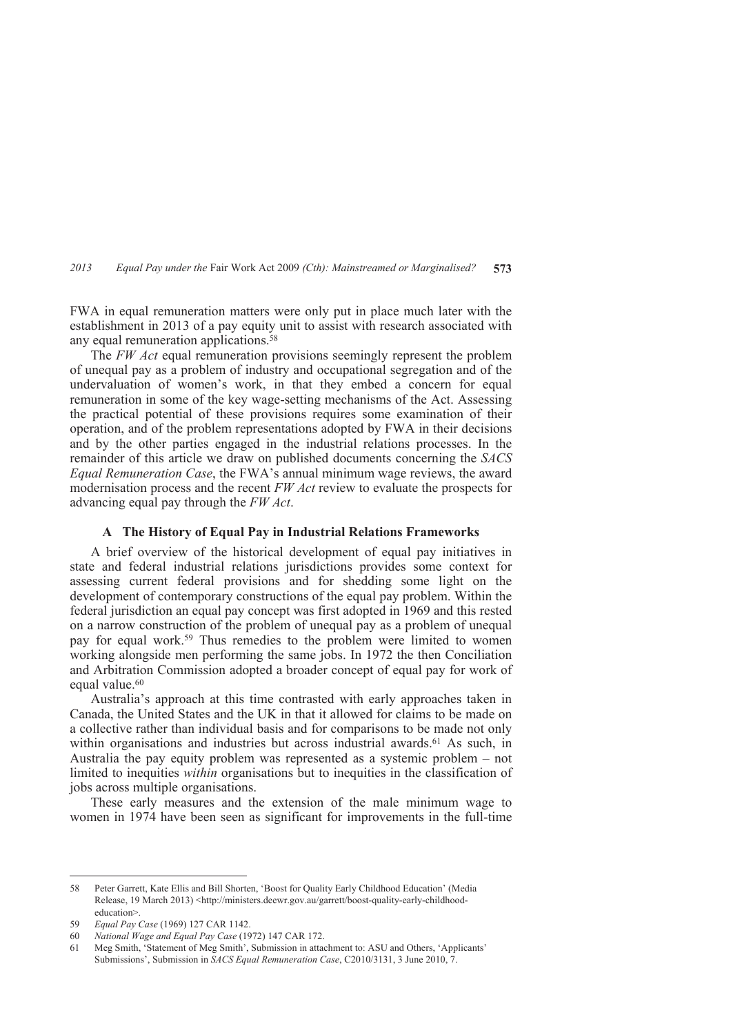FWA in equal remuneration matters were only put in place much later with the establishment in 2013 of a pay equity unit to assist with research associated with any equal remuneration applications.[58]

The *FW Act* equal remuneration provisions seemingly represent the problem of unequal pay as a problem of industry and occupational segregation and of the undervaluation of women's work, in that they embed a concern for equal remuneration in some of the key wage-setting mechanisms of the Act. Assessing the practical potential of these provisions requires some examination of their operation, and of the problem representations adopted by FWA in their decisions and by the other parties engaged in the industrial relations processes. In the remainder of this article we draw on published documents concerning the *SACS Equal Remuneration Case*, the FWA's annual minimum wage reviews, the award modernisation process and the recent *FW Act* review to evaluate the prospects for advancing equal pay through the *FW Act*.

### A The History of Equal Pay in Industrial Relations Frameworks

A brief overview of the historical development of equal pay initiatives in state and federal industrial relations jurisdictions provides some context for assessing current federal provisions and for shedding some light on the development of contemporary constructions of the equal pay problem. Within the federal jurisdiction an equal pay concept was first adopted in 1969 and this rested on a narrow construction of the problem of unequal pay as a problem of unequal pay for equal work.[59] Thus remedies to the problem were limited to women working alongside men performing the same jobs. In 1972 the then Conciliation and Arbitration Commission adopted a broader concept of equal pay for work of equal value.[60]

Australia's approach at this time contrasted with early approaches taken in Canada, the United States and the UK in that it allowed for claims to be made on a collective rather than individual basis and for comparisons to be made not only within organisations and industries but across industrial awards.[61] As such, in Australia the pay equity problem was represented as a systemic problem – not limited to inequities *within* organisations but to inequities in the classification of jobs across multiple organisations.

These early measures and the extension of the male minimum wage to women in 1974 have been seen as significant for improvements in the full-time

---

58 Peter Garrett, Kate Ellis and Bill Shorten, 'Boost for Quality Early Childhood Education' (Media Release, 19 March 2013) <http://ministers.deewr.gov.au/garrett/boost-quality-early-childhood-education>.

59 *Equal Pay Case* (1969) 127 CAR 1142.

60 *National Wage and Equal Pay Case* (1972) 147 CAR 172.

61 Meg Smith, 'Statement of Meg Smith', Submission in attachment to: ASU and Others, 'Applicants' Submissions', Submission in *SACS Equal Remuneration Case*, C2010/3131, 3 June 2010, 7.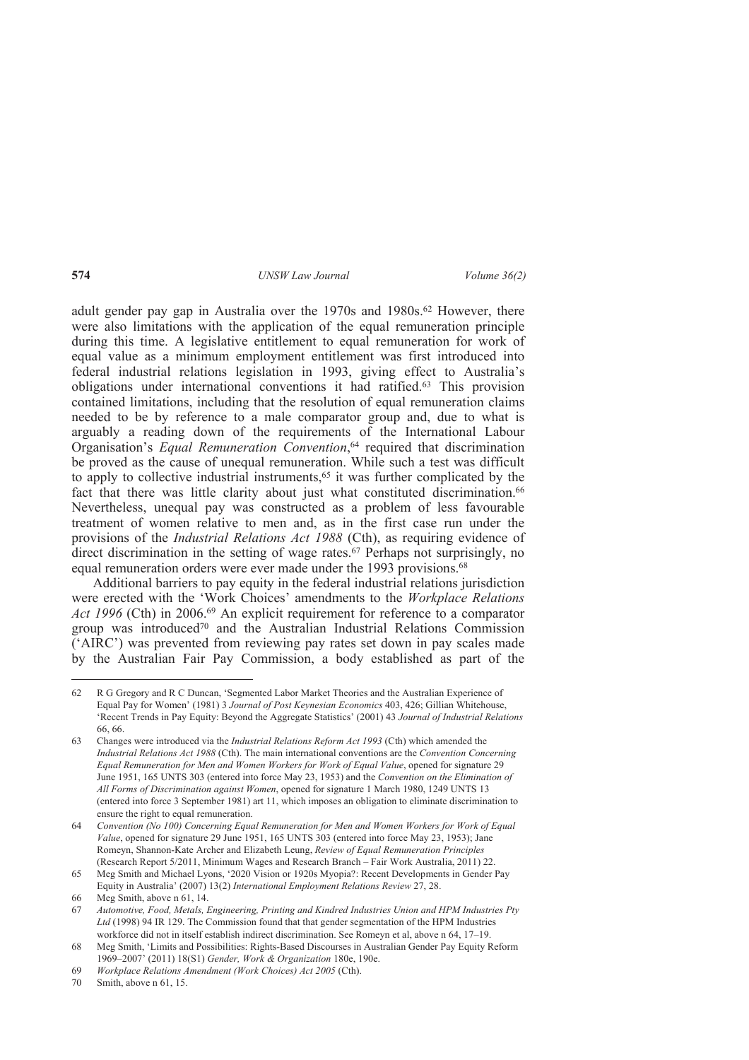adult gender pay gap in Australia over the 1970s and 1980s.[62] However, there were also limitations with the application of the equal remuneration principle during this time. A legislative entitlement to equal remuneration for work of equal value as a minimum employment entitlement was first introduced into federal industrial relations legislation in 1993, giving effect to Australia's obligations under international conventions it had ratified.[63] This provision contained limitations, including that the resolution of equal remuneration claims needed to be by reference to a male comparator group and, due to what is arguably a reading down of the requirements of the International Labour Organisation's *Equal Remuneration Convention*,[64] required that discrimination be proved as the cause of unequal remuneration. While such a test was difficult to apply to collective industrial instruments,[65] it was further complicated by the fact that there was little clarity about just what constituted discrimination.[66] Nevertheless, unequal pay was constructed as a problem of less favourable treatment of women relative to men and, as in the first case run under the provisions of the *Industrial Relations Act 1988* (Cth), as requiring evidence of direct discrimination in the setting of wage rates.[67] Perhaps not surprisingly, no equal remuneration orders were ever made under the 1993 provisions.[68]

Additional barriers to pay equity in the federal industrial relations jurisdiction were erected with the 'Work Choices' amendments to the *Workplace Relations Act 1996* (Cth) in 2006.[69] An explicit requirement for reference to a comparator group was introduced[70] and the Australian Industrial Relations Commission ('AIRC') was prevented from reviewing pay rates set down in pay scales made by the Australian Fair Pay Commission, a body established as part of the

---

62 R G Gregory and R C Duncan, 'Segmented Labor Market Theories and the Australian Experience of Equal Pay for Women' (1981) 3 *Journal of Post Keynesian Economics* 403, 426; Gillian Whitehouse, 'Recent Trends in Pay Equity: Beyond the Aggregate Statistics' (2001) 43 *Journal of Industrial Relations* 66, 66.

63 Changes were introduced via the *Industrial Relations Reform Act 1993* (Cth) which amended the *Industrial Relations Act 1988* (Cth). The main international conventions are the *Convention Concerning Equal Remuneration for Men and Women Workers for Work of Equal Value*, opened for signature 29 June 1951, 165 UNTS 303 (entered into force May 23, 1953) and the *Convention on the Elimination of All Forms of Discrimination against Women*, opened for signature 1 March 1980, 1249 UNTS 13 (entered into force 3 September 1981) art 11, which imposes an obligation to eliminate discrimination to ensure the right to equal remuneration.

64 *Convention (No 100) Concerning Equal Remuneration for Men and Women Workers for Work of Equal Value*, opened for signature 29 June 1951, 165 UNTS 303 (entered into force May 23, 1953); Jane Romeyn, Shannon-Kate Archer and Elizabeth Leung, *Review of Equal Remuneration Principles* (Research Report 5/2011, Minimum Wages and Research Branch – Fair Work Australia, 2011) 22.

65 Meg Smith and Michael Lyons, '2020 Vision or 1920s Myopia?: Recent Developments in Gender Pay Equity in Australia' (2007) 13(2) *International Employment Relations Review* 27, 28.

66 Meg Smith, above n 61, 14.

67 *Automotive, Food, Metals, Engineering, Printing and Kindred Industries Union and HPM Industries Pty Ltd* (1998) 94 IR 129. The Commission found that that gender segmentation of the HPM Industries workforce did not in itself establish indirect discrimination. See Romeyn et al, above n 64, 17–19.

68 Meg Smith, 'Limits and Possibilities: Rights-Based Discourses in Australian Gender Pay Equity Reform 1969–2007' (2011) 18(S1) *Gender, Work & Organization* 180e, 190e.

69 *Workplace Relations Amendment (Work Choices) Act 2005* (Cth).

70 Smith, above n 61, 15.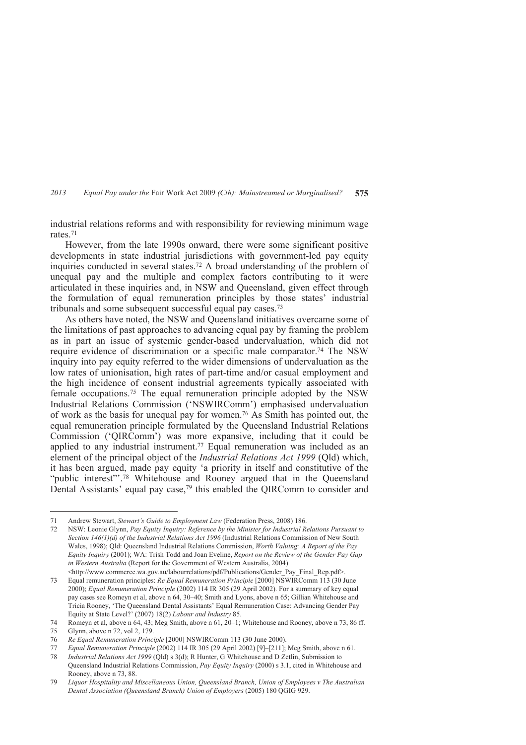industrial relations reforms and with responsibility for reviewing minimum wage rates.[71]

However, from the late 1990s onward, there were some significant positive developments in state industrial jurisdictions with government-led pay equity inquiries conducted in several states.[72] A broad understanding of the problem of unequal pay and the multiple and complex factors contributing to it were articulated in these inquiries and, in NSW and Queensland, given effect through the formulation of equal remuneration principles by those states' industrial tribunals and some subsequent successful equal pay cases.[73]

As others have noted, the NSW and Queensland initiatives overcame some of the limitations of past approaches to advancing equal pay by framing the problem as in part an issue of systemic gender-based undervaluation, which did not require evidence of discrimination or a specific male comparator.[74] The NSW inquiry into pay equity referred to the wider dimensions of undervaluation as the low rates of unionisation, high rates of part-time and/or casual employment and the high incidence of consent industrial agreements typically associated with female occupations.[75] The equal remuneration principle adopted by the NSW Industrial Relations Commission ('NSWIRComm') emphasised undervaluation of work as the basis for unequal pay for women.[76] As Smith has pointed out, the equal remuneration principle formulated by the Queensland Industrial Relations Commission ('QIRComm') was more expansive, including that it could be applied to any industrial instrument.[77] Equal remuneration was included as an element of the principal object of the *Industrial Relations Act 1999* (Qld) which, it has been argued, made pay equity 'a priority in itself and constitutive of the "public interest"'.[78] Whitehouse and Rooney argued that in the Queensland Dental Assistants' equal pay case,[79] this enabled the QIRComm to consider and

---

71 Andrew Stewart, *Stewart's Guide to Employment Law* (Federation Press, 2008) 186.

72 NSW: Leonie Glynn, *Pay Equity Inquiry: Reference by the Minister for Industrial Relations Pursuant to Section 146(1)(d) of the Industrial Relations Act 1996* (Industrial Relations Commission of New South Wales, 1998); Qld: Queensland Industrial Relations Commission, *Worth Valuing: A Report of the Pay Equity Inquiry* (2001); WA: Trish Todd and Joan Eveline, *Report on the Review of the Gender Pay Gap in Western Australia* (Report for the Government of Western Australia, 2004) <http://www.commerce.wa.gov.au/labourrelations/pdf/Publications/Gender_Pay_Final_Rep.pdf>.

73 Equal remuneration principles: *Re Equal Remuneration Principle* [2000] NSWIRComm 113 (30 June 2000); *Equal Remuneration Principle* (2002) 114 IR 305 (29 April 2002). For a summary of key equal pay cases see Romeyn et al, above n 64, 30–40; Smith and Lyons, above n 65; Gillian Whitehouse and Tricia Rooney, 'The Queensland Dental Assistants' Equal Remuneration Case: Advancing Gender Pay Equity at State Level?' (2007) 18(2) *Labour and Industry* 85.

74 Romeyn et al, above n 64, 43; Meg Smith, above n 61, 20–1; Whitehouse and Rooney, above n 73, 86 ff.

75 Glynn, above n 72, vol 2, 179.

76 *Re Equal Remuneration Principle* [2000] NSWIRComm 113 (30 June 2000).

77 *Equal Remuneration Principle* (2002) 114 IR 305 (29 April 2002) [9]–[211]; Meg Smith, above n 61.

78 *Industrial Relations Act 1999* (Qld) s 3(d); R Hunter, G Whitehouse and D Zetlin, Submission to Queensland Industrial Relations Commission, *Pay Equity Inquiry* (2000) s 3.1, cited in Whitehouse and Rooney, above n 73, 88.

79 *Liquor Hospitality and Miscellaneous Union, Queensland Branch, Union of Employees v The Australian Dental Association (Queensland Branch) Union of Employers* (2005) 180 QGIG 929.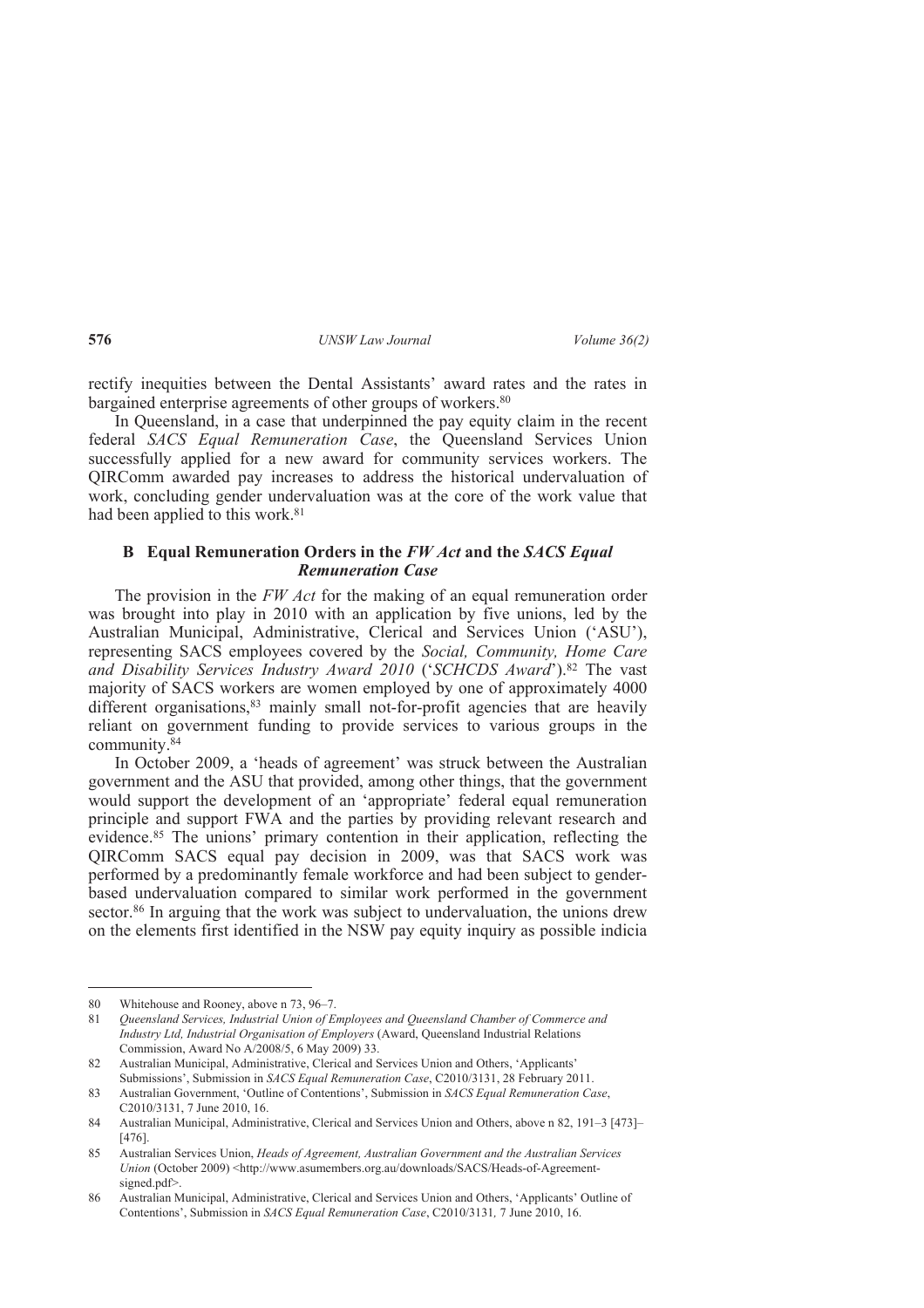rectify inequities between the Dental Assistants' award rates and the rates in bargained enterprise agreements of other groups of workers.[80]

In Queensland, in a case that underpinned the pay equity claim in the recent federal *SACS Equal Remuneration Case*, the Queensland Services Union successfully applied for a new award for community services workers. The QIRComm awarded pay increases to address the historical undervaluation of work, concluding gender undervaluation was at the core of the work value that had been applied to this work.[81]

### B Equal Remuneration Orders in the *FW Act* and the *SACS Equal Remuneration Case*

The provision in the *FW Act* for the making of an equal remuneration order was brought into play in 2010 with an application by five unions, led by the Australian Municipal, Administrative, Clerical and Services Union ('ASU'), representing SACS employees covered by the *Social, Community, Home Care and Disability Services Industry Award 2010* ('*SCHCDS Award*').[82] The vast majority of SACS workers are women employed by one of approximately 4000 different organisations,[83] mainly small not-for-profit agencies that are heavily reliant on government funding to provide services to various groups in the community.[84]

In October 2009, a 'heads of agreement' was struck between the Australian government and the ASU that provided, among other things, that the government would support the development of an 'appropriate' federal equal remuneration principle and support FWA and the parties by providing relevant research and evidence.[85] The unions' primary contention in their application, reflecting the QIRComm SACS equal pay decision in 2009, was that SACS work was performed by a predominantly female workforce and had been subject to gender-based undervaluation compared to similar work performed in the government sector.[86] In arguing that the work was subject to undervaluation, the unions drew on the elements first identified in the NSW pay equity inquiry as possible indicia

---

80 Whitehouse and Rooney, above n 73, 96–7.

81 *Queensland Services, Industrial Union of Employees and Queensland Chamber of Commerce and Industry Ltd, Industrial Organisation of Employers* (Award, Queensland Industrial Relations Commission, Award No A/2008/5, 6 May 2009) 33.

82 Australian Municipal, Administrative, Clerical and Services Union and Others, 'Applicants' Submissions', Submission in *SACS Equal Remuneration Case*, C2010/3131, 28 February 2011.

83 Australian Government, 'Outline of Contentions', Submission in *SACS Equal Remuneration Case*, C2010/3131, 7 June 2010, 16.

84 Australian Municipal, Administrative, Clerical and Services Union and Others, above n 82, 191–3 [473]–[476].

85 Australian Services Union, *Heads of Agreement, Australian Government and the Australian Services Union* (October 2009) <http://www.asumembers.org.au/downloads/SACS/Heads-of-Agreement-signed.pdf>.

86 Australian Municipal, Administrative, Clerical and Services Union and Others, 'Applicants' Outline of Contentions', Submission in *SACS Equal Remuneration Case*, C2010/3131, 7 June 2010, 16.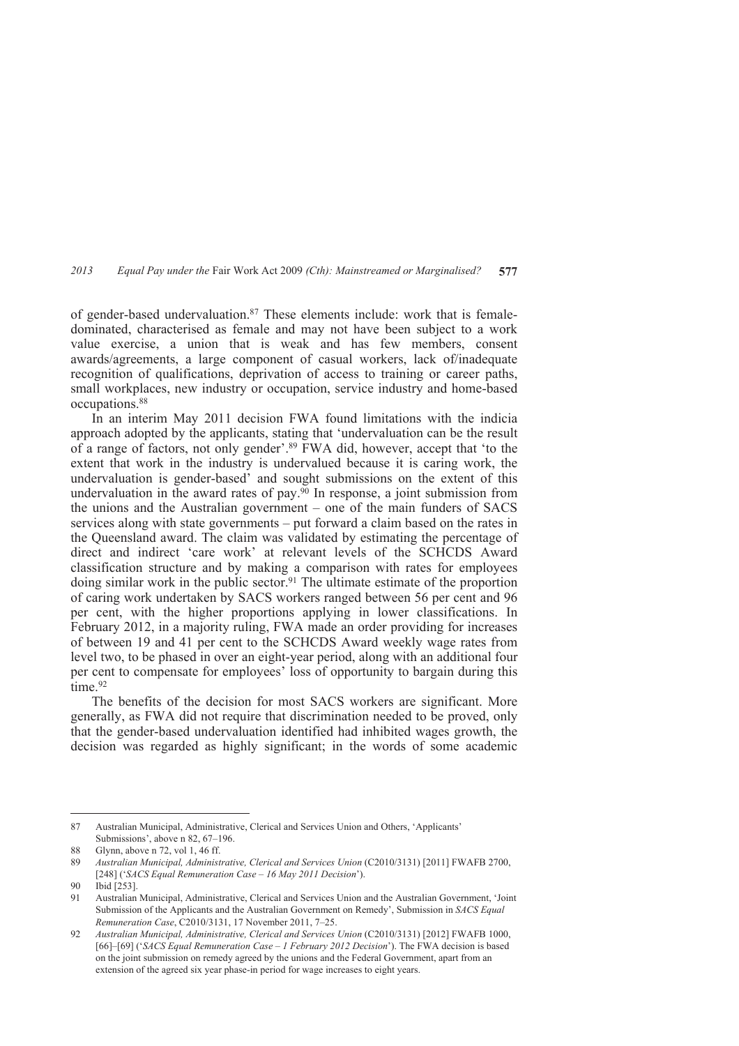of gender-based undervaluation.[87] These elements include: work that is female-dominated, characterised as female and may not have been subject to a work value exercise, a union that is weak and has few members, consent awards/agreements, a large component of casual workers, lack of/inadequate recognition of qualifications, deprivation of access to training or career paths, small workplaces, new industry or occupation, service industry and home-based occupations.[88]

In an interim May 2011 decision FWA found limitations with the indicia approach adopted by the applicants, stating that 'undervaluation can be the result of a range of factors, not only gender'.[89] FWA did, however, accept that 'to the extent that work in the industry is undervalued because it is caring work, the undervaluation is gender-based' and sought submissions on the extent of this undervaluation in the award rates of pay.[90] In response, a joint submission from the unions and the Australian government – one of the main funders of SACS services along with state governments – put forward a claim based on the rates in the Queensland award. The claim was validated by estimating the percentage of direct and indirect 'care work' at relevant levels of the SCHCDS Award classification structure and by making a comparison with rates for employees doing similar work in the public sector.[91] The ultimate estimate of the proportion of caring work undertaken by SACS workers ranged between 56 per cent and 96 per cent, with the higher proportions applying in lower classifications. In February 2012, in a majority ruling, FWA made an order providing for increases of between 19 and 41 per cent to the SCHCDS Award weekly wage rates from level two, to be phased in over an eight-year period, along with an additional four per cent to compensate for employees' loss of opportunity to bargain during this time.[92]

The benefits of the decision for most SACS workers are significant. More generally, as FWA did not require that discrimination needed to be proved, only that the gender-based undervaluation identified had inhibited wages growth, the decision was regarded as highly significant; in the words of some academic

---

87 Australian Municipal, Administrative, Clerical and Services Union and Others, 'Applicants' Submissions', above n 82, 67–196.

88 Glynn, above n 72, vol 1, 46 ff.

89 *Australian Municipal, Administrative, Clerical and Services Union* (C2010/3131) [2011] FWAFB 2700, [248] ('*SACS Equal Remuneration Case – 16 May 2011 Decision*').

90 Ibid [253].

91 Australian Municipal, Administrative, Clerical and Services Union and the Australian Government, 'Joint Submission of the Applicants and the Australian Government on Remedy', Submission in *SACS Equal Remuneration Case*, C2010/3131, 17 November 2011, 7–25.

92 *Australian Municipal, Administrative, Clerical and Services Union* (C2010/3131) [2012] FWAFB 1000, [66]–[69] ('*SACS Equal Remuneration Case – 1 February 2012 Decision*'). The FWA decision is based on the joint submission on remedy agreed by the unions and the Federal Government, apart from an extension of the agreed six year phase-in period for wage increases to eight years.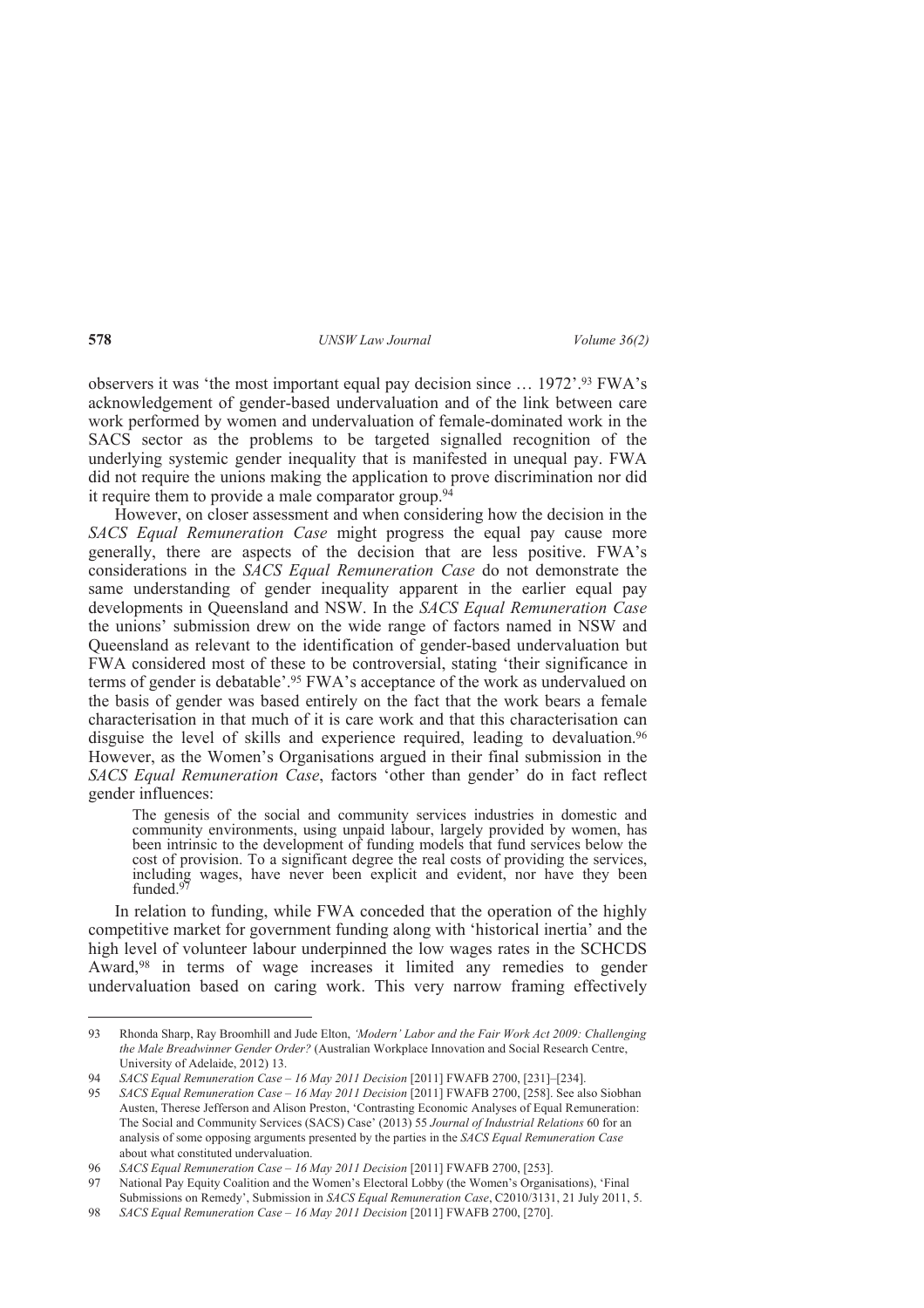observers it was 'the most important equal pay decision since … 1972'.[93] FWA's acknowledgement of gender-based undervaluation and of the link between care work performed by women and undervaluation of female-dominated work in the SACS sector as the problems to be targeted signalled recognition of the underlying systemic gender inequality that is manifested in unequal pay. FWA did not require the unions making the application to prove discrimination nor did it require them to provide a male comparator group.[94]

However, on closer assessment and when considering how the decision in the *SACS Equal Remuneration Case* might progress the equal pay cause more generally, there are aspects of the decision that are less positive. FWA's considerations in the *SACS Equal Remuneration Case* do not demonstrate the same understanding of gender inequality apparent in the earlier equal pay developments in Queensland and NSW. In the *SACS Equal Remuneration Case* the unions' submission drew on the wide range of factors named in NSW and Queensland as relevant to the identification of gender-based undervaluation but FWA considered most of these to be controversial, stating 'their significance in terms of gender is debatable'.[95] FWA's acceptance of the work as undervalued on the basis of gender was based entirely on the fact that the work bears a female characterisation in that much of it is care work and that this characterisation can disguise the level of skills and experience required, leading to devaluation.[96] However, as the Women's Organisations argued in their final submission in the *SACS Equal Remuneration Case*, factors 'other than gender' do in fact reflect gender influences:

> The genesis of the social and community services industries in domestic and community environments, using unpaid labour, largely provided by women, has been intrinsic to the development of funding models that fund services below the cost of provision. To a significant degree the real costs of providing the services, including wages, have never been explicit and evident, nor have they been funded.[97]

In relation to funding, while FWA conceded that the operation of the highly competitive market for government funding along with 'historical inertia' and the high level of volunteer labour underpinned the low wages rates in the SCHCDS Award,[98] in terms of wage increases it limited any remedies to gender undervaluation based on caring work. This very narrow framing effectively

---

93 Rhonda Sharp, Ray Broomhill and Jude Elton, *'Modern' Labor and the Fair Work Act 2009: Challenging the Male Breadwinner Gender Order?* (Australian Workplace Innovation and Social Research Centre, University of Adelaide, 2012) 13.

94 *SACS Equal Remuneration Case – 16 May 2011 Decision* [2011] FWAFB 2700, [231]–[234].

95 *SACS Equal Remuneration Case – 16 May 2011 Decision* [2011] FWAFB 2700, [258]. See also Siobhan Austen, Therese Jefferson and Alison Preston, 'Contrasting Economic Analyses of Equal Remuneration: The Social and Community Services (SACS) Case' (2013) 55 *Journal of Industrial Relations* 60 for an analysis of some opposing arguments presented by the parties in the *SACS Equal Remuneration Case* about what constituted undervaluation.

96 *SACS Equal Remuneration Case – 16 May 2011 Decision* [2011] FWAFB 2700, [253].

97 National Pay Equity Coalition and the Women's Electoral Lobby (the Women's Organisations), 'Final Submissions on Remedy', Submission in *SACS Equal Remuneration Case*, C2010/3131, 21 July 2011, 5.

98 *SACS Equal Remuneration Case – 16 May 2011 Decision* [2011] FWAFB 2700, [270].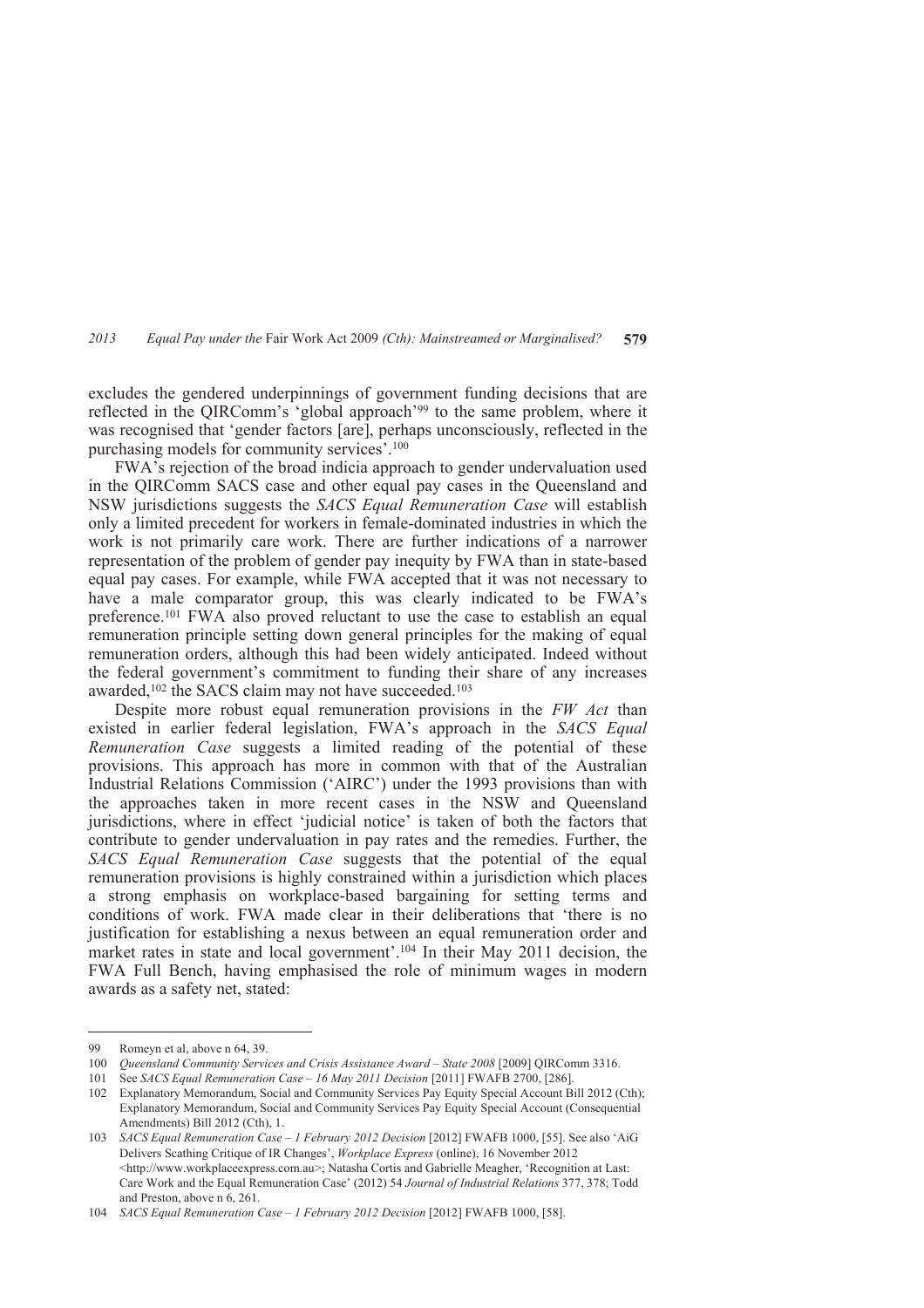excludes the gendered underpinnings of government funding decisions that are reflected in the QIRComm's 'global approach'[99] to the same problem, where it was recognised that 'gender factors [are], perhaps unconsciously, reflected in the purchasing models for community services'.[100]

FWA's rejection of the broad indicia approach to gender undervaluation used in the QIRComm SACS case and other equal pay cases in the Queensland and NSW jurisdictions suggests the *SACS Equal Remuneration Case* will establish only a limited precedent for workers in female-dominated industries in which the work is not primarily care work. There are further indications of a narrower representation of the problem of gender pay inequity by FWA than in state-based equal pay cases. For example, while FWA accepted that it was not necessary to have a male comparator group, this was clearly indicated to be FWA's preference.[101] FWA also proved reluctant to use the case to establish an equal remuneration principle setting down general principles for the making of equal remuneration orders, although this had been widely anticipated. Indeed without the federal government's commitment to funding their share of any increases awarded,[102] the SACS claim may not have succeeded.[103]

Despite more robust equal remuneration provisions in the *FW Act* than existed in earlier federal legislation, FWA's approach in the *SACS Equal Remuneration Case* suggests a limited reading of the potential of these provisions. This approach has more in common with that of the Australian Industrial Relations Commission ('AIRC') under the 1993 provisions than with the approaches taken in more recent cases in the NSW and Queensland jurisdictions, where in effect 'judicial notice' is taken of both the factors that contribute to gender undervaluation in pay rates and the remedies. Further, the *SACS Equal Remuneration Case* suggests that the potential of the equal remuneration provisions is highly constrained within a jurisdiction which places a strong emphasis on workplace-based bargaining for setting terms and conditions of work. FWA made clear in their deliberations that 'there is no justification for establishing a nexus between an equal remuneration order and market rates in state and local government'.[104] In their May 2011 decision, the FWA Full Bench, having emphasised the role of minimum wages in modern awards as a safety net, stated:

---

99 Romeyn et al, above n 64, 39.

100 *Queensland Community Services and Crisis Assistance Award – State 2008* [2009] QIRComm 3316.

101 See *SACS Equal Remuneration Case – 16 May 2011 Decision* [2011] FWAFB 2700, [286].

102 Explanatory Memorandum, Social and Community Services Pay Equity Special Account Bill 2012 (Cth); Explanatory Memorandum, Social and Community Services Pay Equity Special Account (Consequential Amendments) Bill 2012 (Cth), 1.

103 *SACS Equal Remuneration Case – 1 February 2012 Decision* [2012] FWAFB 1000, [55]. See also 'AiG Delivers Scathing Critique of IR Changes', *Workplace Express* (online), 16 November 2012 <http://www.workplaceexpress.com.au>; Natasha Cortis and Gabrielle Meagher, 'Recognition at Last: Care Work and the Equal Remuneration Case' (2012) 54 *Journal of Industrial Relations* 377, 378; Todd and Preston, above n 6, 261.

104 *SACS Equal Remuneration Case – 1 February 2012 Decision* [2012] FWAFB 1000, [58].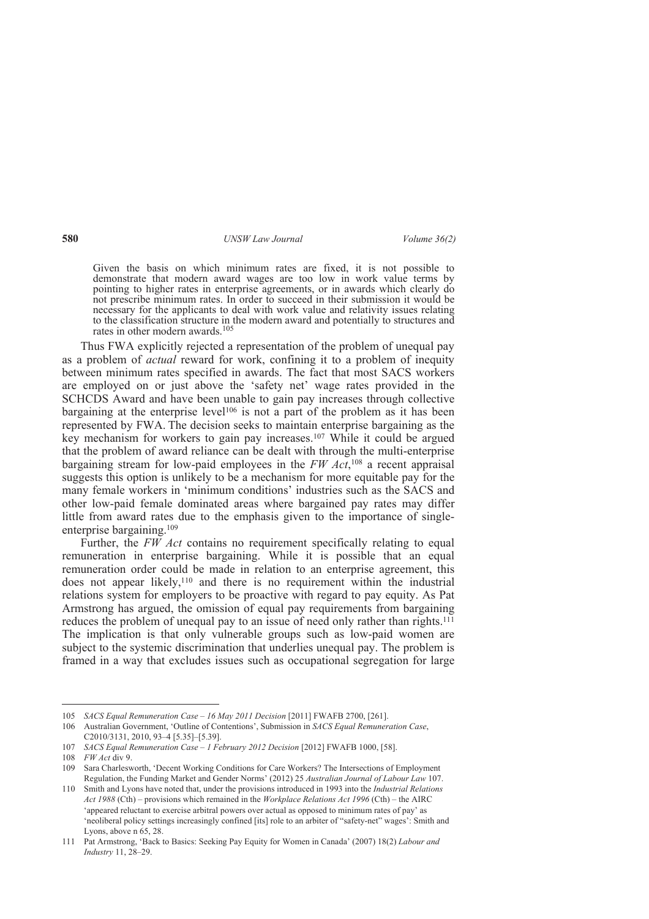> Given the basis on which minimum rates are fixed, it is not possible to demonstrate that modern award wages are too low in work value terms by pointing to higher rates in enterprise agreements, or in awards which clearly do not prescribe minimum rates. In order to succeed in their submission it would be necessary for the applicants to deal with work value and relativity issues relating to the classification structure in the modern award and potentially to structures and rates in other modern awards.[105]

Thus FWA explicitly rejected a representation of the problem of unequal pay as a problem of *actual* reward for work, confining it to a problem of inequity between minimum rates specified in awards. The fact that most SACS workers are employed on or just above the 'safety net' wage rates provided in the SCHCDS Award and have been unable to gain pay increases through collective bargaining at the enterprise level[106] is not a part of the problem as it has been represented by FWA. The decision seeks to maintain enterprise bargaining as the key mechanism for workers to gain pay increases.[107] While it could be argued that the problem of award reliance can be dealt with through the multi-enterprise bargaining stream for low-paid employees in the *FW Act*,[108] a recent appraisal suggests this option is unlikely to be a mechanism for more equitable pay for the many female workers in 'minimum conditions' industries such as the SACS and other low-paid female dominated areas where bargained pay rates may differ little from award rates due to the emphasis given to the importance of single-enterprise bargaining.[109]

Further, the *FW Act* contains no requirement specifically relating to equal remuneration in enterprise bargaining. While it is possible that an equal remuneration order could be made in relation to an enterprise agreement, this does not appear likely,[110] and there is no requirement within the industrial relations system for employers to be proactive with regard to pay equity. As Pat Armstrong has argued, the omission of equal pay requirements from bargaining reduces the problem of unequal pay to an issue of need only rather than rights.[111] The implication is that only vulnerable groups such as low-paid women are subject to the systemic discrimination that underlies unequal pay. The problem is framed in a way that excludes issues such as occupational segregation for large

---

105 *SACS Equal Remuneration Case – 16 May 2011 Decision* [2011] FWAFB 2700, [261].

106 Australian Government, 'Outline of Contentions', Submission in *SACS Equal Remuneration Case*, C2010/3131, 2010, 93–4 [5.35]–[5.39].

107 *SACS Equal Remuneration Case – 1 February 2012 Decision* [2012] FWAFB 1000, [58].

108 *FW Act* div 9.

109 Sara Charlesworth, 'Decent Working Conditions for Care Workers? The Intersections of Employment Regulation, the Funding Market and Gender Norms' (2012) 25 *Australian Journal of Labour Law* 107.

110 Smith and Lyons have noted that, under the provisions introduced in 1993 into the *Industrial Relations Act 1988* (Cth) – provisions which remained in the *Workplace Relations Act 1996* (Cth) – the AIRC 'appeared reluctant to exercise arbitral powers over actual as opposed to minimum rates of pay' as 'neoliberal policy settings increasingly confined [its] role to an arbiter of "safety-net" wages': Smith and Lyons, above n 65, 28.

111 Pat Armstrong, 'Back to Basics: Seeking Pay Equity for Women in Canada' (2007) 18(2) *Labour and Industry* 11, 28–29.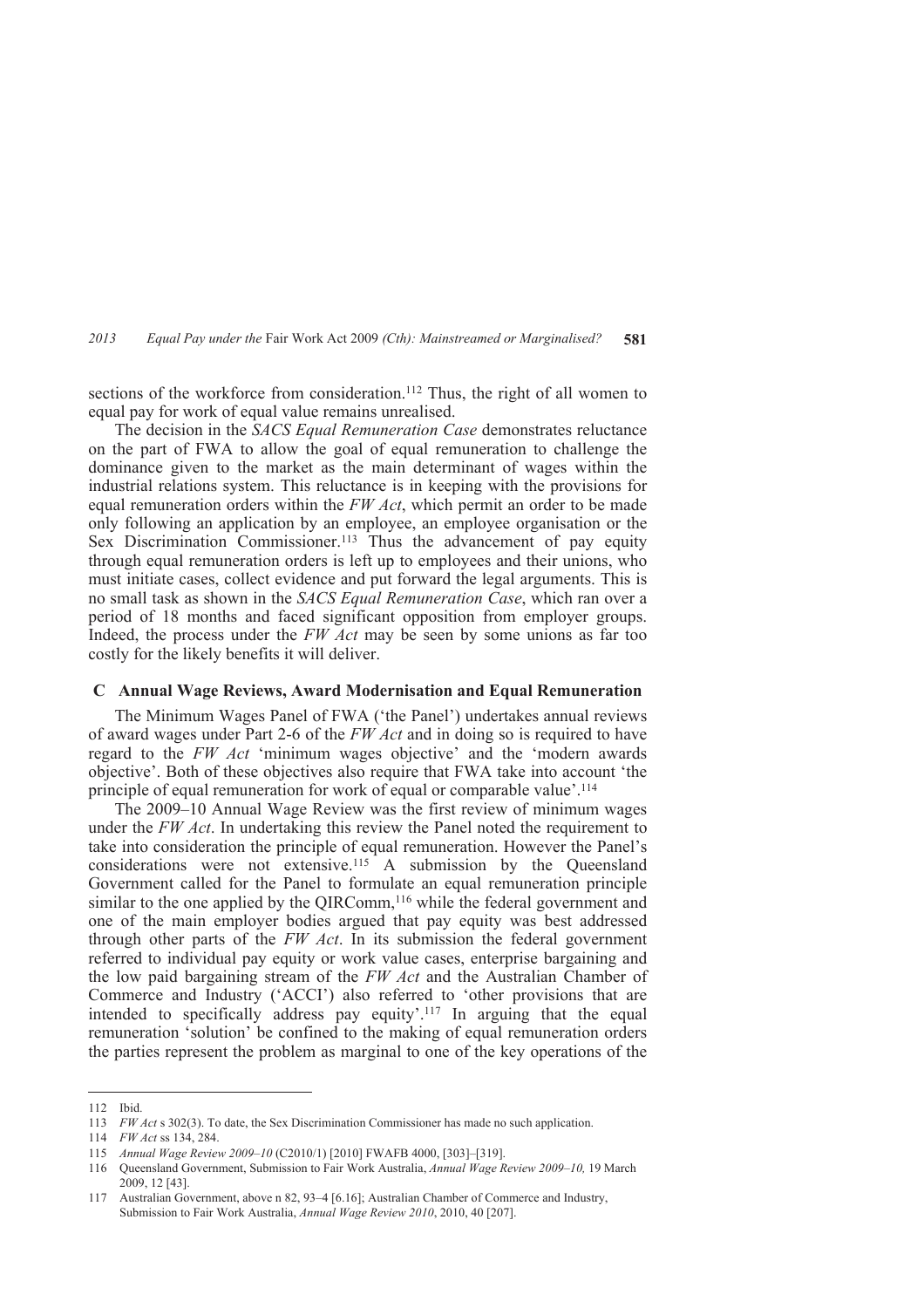sections of the workforce from consideration.[112] Thus, the right of all women to equal pay for work of equal value remains unrealised.

The decision in the *SACS Equal Remuneration Case* demonstrates reluctance on the part of FWA to allow the goal of equal remuneration to challenge the dominance given to the market as the main determinant of wages within the industrial relations system. This reluctance is in keeping with the provisions for equal remuneration orders within the *FW Act*, which permit an order to be made only following an application by an employee, an employee organisation or the Sex Discrimination Commissioner.[113] Thus the advancement of pay equity through equal remuneration orders is left up to employees and their unions, who must initiate cases, collect evidence and put forward the legal arguments. This is no small task as shown in the *SACS Equal Remuneration Case*, which ran over a period of 18 months and faced significant opposition from employer groups. Indeed, the process under the *FW Act* may be seen by some unions as far too costly for the likely benefits it will deliver.

### C Annual Wage Reviews, Award Modernisation and Equal Remuneration

The Minimum Wages Panel of FWA ('the Panel') undertakes annual reviews of award wages under Part 2-6 of the *FW Act* and in doing so is required to have regard to the *FW Act* 'minimum wages objective' and the 'modern awards objective'. Both of these objectives also require that FWA take into account 'the principle of equal remuneration for work of equal or comparable value'.[114]

The 2009–10 Annual Wage Review was the first review of minimum wages under the *FW Act*. In undertaking this review the Panel noted the requirement to take into consideration the principle of equal remuneration. However the Panel's considerations were not extensive.[115] A submission by the Queensland Government called for the Panel to formulate an equal remuneration principle similar to the one applied by the QIRComm,[116] while the federal government and one of the main employer bodies argued that pay equity was best addressed through other parts of the *FW Act*. In its submission the federal government referred to individual pay equity or work value cases, enterprise bargaining and the low paid bargaining stream of the *FW Act* and the Australian Chamber of Commerce and Industry ('ACCI') also referred to 'other provisions that are intended to specifically address pay equity'.[117] In arguing that the equal remuneration 'solution' be confined to the making of equal remuneration orders the parties represent the problem as marginal to one of the key operations of the

---

112 Ibid.

113 *FW Act* s 302(3). To date, the Sex Discrimination Commissioner has made no such application.

114 *FW Act* ss 134, 284.

115 *Annual Wage Review 2009–10* (C2010/1) [2010] FWAFB 4000, [303]–[319].

116 Queensland Government, Submission to Fair Work Australia, *Annual Wage Review 2009–10,* 19 March 2009, 12 [43].

117 Australian Government, above n 82, 93–4 [6.16]; Australian Chamber of Commerce and Industry, Submission to Fair Work Australia, *Annual Wage Review 2010*, 2010, 40 [207].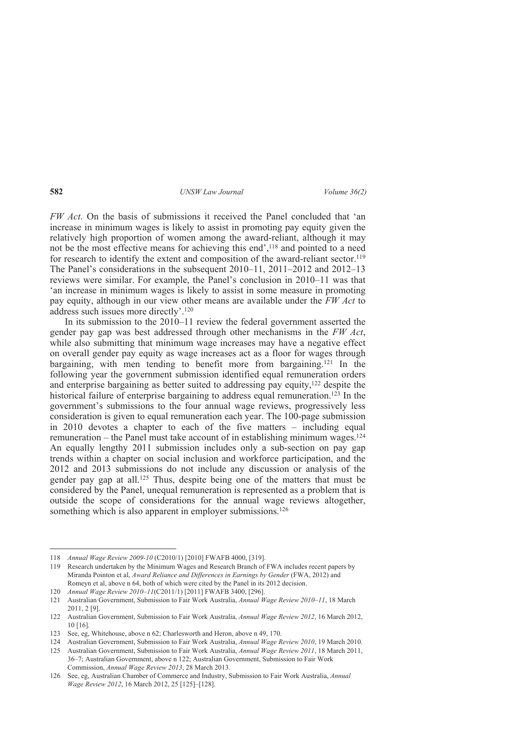*FW Act*. On the basis of submissions it received the Panel concluded that 'an increase in minimum wages is likely to assist in promoting pay equity given the relatively high proportion of women among the award-reliant, although it may not be the most effective means for achieving this end',[118] and pointed to a need for research to identify the extent and composition of the award-reliant sector.[119] The Panel's considerations in the subsequent 2010–11, 2011–2012 and 2012–13 reviews were similar. For example, the Panel's conclusion in 2010–11 was that 'an increase in minimum wages is likely to assist in some measure in promoting pay equity, although in our view other means are available under the *FW Act* to address such issues more directly'.[120]

In its submission to the 2010–11 review the federal government asserted the gender pay gap was best addressed through other mechanisms in the *FW Act*, while also submitting that minimum wage increases may have a negative effect on overall gender pay equity as wage increases act as a floor for wages through bargaining, with men tending to benefit more from bargaining.[121] In the following year the government submission identified equal remuneration orders and enterprise bargaining as better suited to addressing pay equity,[122] despite the historical failure of enterprise bargaining to address equal remuneration.[123] In the government's submissions to the four annual wage reviews, progressively less consideration is given to equal remuneration each year. The 100-page submission in 2010 devotes a chapter to each of the five matters – including equal remuneration – the Panel must take account of in establishing minimum wages.[124] An equally lengthy 2011 submission includes only a sub-section on pay gap trends within a chapter on social inclusion and workforce participation, and the 2012 and 2013 submissions do not include any discussion or analysis of the gender pay gap at all.[125] Thus, despite being one of the matters that must be considered by the Panel, unequal remuneration is represented as a problem that is outside the scope of considerations for the annual wage reviews altogether, something which is also apparent in employer submissions.[126]

---

118 *Annual Wage Review 2009-10* (C2010/1) [2010] FWAFB 4000, [319].

119 Research undertaken by the Minimum Wages and Research Branch of FWA includes recent papers by Miranda Pointon et al, *Award Reliance and Differences in Earnings by Gender* (FWA, 2012) and Romeyn et al, above n 64, both of which were cited by the Panel in its 2012 decision.

120 *Annual Wage Review 2010–11*(C2011/1) [2011] FWAFB 3400, [296].

121 Australian Government, Submission to Fair Work Australia, *Annual Wage Review 2010–11*, 18 March 2011, 2 [9].

122 Australian Government, Submission to Fair Work Australia, *Annual Wage Review 2012*, 16 March 2012, 10 [16].

123 See, eg, Whitehouse, above n 62; Charlesworth and Heron, above n 49, 170.

124 Australian Government, Submission to Fair Work Australia, *Annual Wage Review 2010*, 19 March 2010.

125 Australian Government, Submission to Fair Work Australia, *Annual Wage Review 2011*, 18 March 2011, 36–7; Australian Government, above n 122; Australian Government, Submission to Fair Work Commission, *Annual Wage Review 2013*, 28 March 2013.

126 See, eg, Australian Chamber of Commerce and Industry, Submission to Fair Work Australia, *Annual Wage Review 2012*, 16 March 2012, 25 [125]–[128].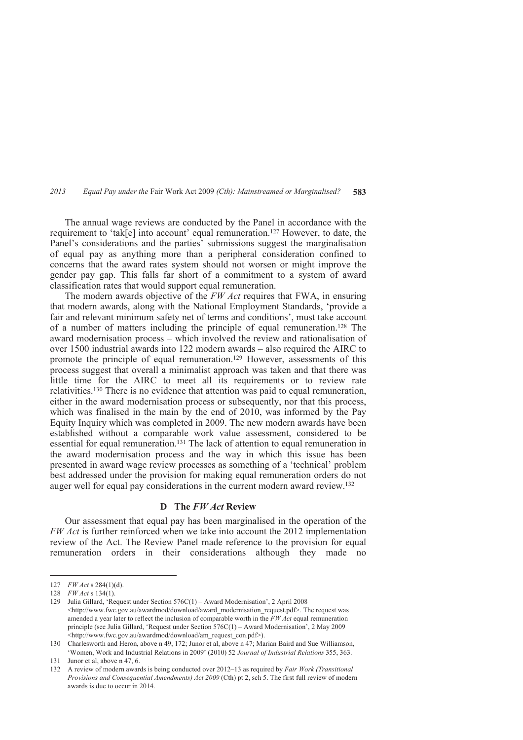The annual wage reviews are conducted by the Panel in accordance with the requirement to 'tak[e] into account' equal remuneration.[127] However, to date, the Panel's considerations and the parties' submissions suggest the marginalisation of equal pay as anything more than a peripheral consideration confined to concerns that the award rates system should not worsen or might improve the gender pay gap. This falls far short of a commitment to a system of award classification rates that would support equal remuneration.

The modern awards objective of the *FW Act* requires that FWA, in ensuring that modern awards, along with the National Employment Standards, 'provide a fair and relevant minimum safety net of terms and conditions', must take account of a number of matters including the principle of equal remuneration.[128] The award modernisation process – which involved the review and rationalisation of over 1500 industrial awards into 122 modern awards – also required the AIRC to promote the principle of equal remuneration.[129] However, assessments of this process suggest that overall a minimalist approach was taken and that there was little time for the AIRC to meet all its requirements or to review rate relativities.[130] There is no evidence that attention was paid to equal remuneration, either in the award modernisation process or subsequently, nor that this process, which was finalised in the main by the end of 2010, was informed by the Pay Equity Inquiry which was completed in 2009. The new modern awards have been established without a comparable work value assessment, considered to be essential for equal remuneration.[131] The lack of attention to equal remuneration in the award modernisation process and the way in which this issue has been presented in award wage review processes as something of a 'technical' problem best addressed under the provision for making equal remuneration orders do not auger well for equal pay considerations in the current modern award review.[132]

### D The *FW Act* Review

Our assessment that equal pay has been marginalised in the operation of the *FW Act* is further reinforced when we take into account the 2012 implementation review of the Act. The Review Panel made reference to the provision for equal remuneration orders in their considerations although they made no

---

127 *FW Act* s 284(1)(d).

128 *FW Act* s 134(1).

129 Julia Gillard, 'Request under Section 576C(1) – Award Modernisation', 2 April 2008 <http://www.fwc.gov.au/awardmod/download/award_modernisation_request.pdf>. The request was amended a year later to reflect the inclusion of comparable worth in the *FW Act* equal remuneration principle (see Julia Gillard, 'Request under Section 576C(1) – Award Modernisation', 2 May 2009 <http://www.fwc.gov.au/awardmod/download/am_request_con.pdf>).

130 Charlesworth and Heron, above n 49, 172; Junor et al, above n 47; Marian Baird and Sue Williamson, 'Women, Work and Industrial Relations in 2009' (2010) 52 *Journal of Industrial Relations* 355, 363.

131 Junor et al, above n 47, 6.

132 A review of modern awards is being conducted over 2012–13 as required by *Fair Work (Transitional Provisions and Consequential Amendments) Act 2009* (Cth) pt 2, sch 5. The first full review of modern awards is due to occur in 2014.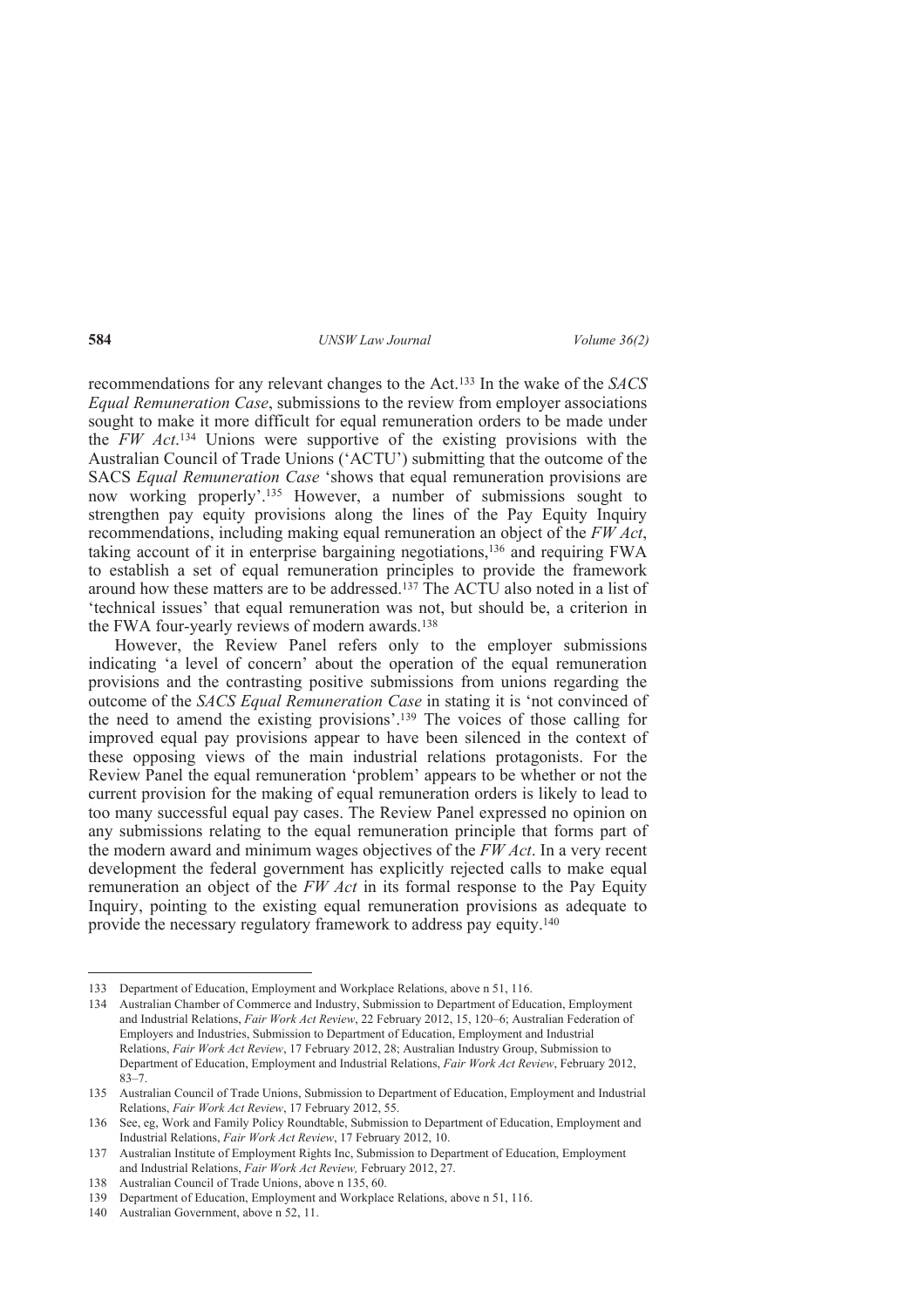recommendations for any relevant changes to the Act.[133] In the wake of the *SACS Equal Remuneration Case*, submissions to the review from employer associations sought to make it more difficult for equal remuneration orders to be made under the *FW Act*.[134] Unions were supportive of the existing provisions with the Australian Council of Trade Unions ('ACTU') submitting that the outcome of the SACS *Equal Remuneration Case* 'shows that equal remuneration provisions are now working properly'.[135] However, a number of submissions sought to strengthen pay equity provisions along the lines of the Pay Equity Inquiry recommendations, including making equal remuneration an object of the *FW Act*, taking account of it in enterprise bargaining negotiations,[136] and requiring FWA to establish a set of equal remuneration principles to provide the framework around how these matters are to be addressed.[137] The ACTU also noted in a list of 'technical issues' that equal remuneration was not, but should be, a criterion in the FWA four-yearly reviews of modern awards.[138]

However, the Review Panel refers only to the employer submissions indicating 'a level of concern' about the operation of the equal remuneration provisions and the contrasting positive submissions from unions regarding the outcome of the *SACS Equal Remuneration Case* in stating it is 'not convinced of the need to amend the existing provisions'.[139] The voices of those calling for improved equal pay provisions appear to have been silenced in the context of these opposing views of the main industrial relations protagonists. For the Review Panel the equal remuneration 'problem' appears to be whether or not the current provision for the making of equal remuneration orders is likely to lead to too many successful equal pay cases. The Review Panel expressed no opinion on any submissions relating to the equal remuneration principle that forms part of the modern award and minimum wages objectives of the *FW Act*. In a very recent development the federal government has explicitly rejected calls to make equal remuneration an object of the *FW Act* in its formal response to the Pay Equity Inquiry, pointing to the existing equal remuneration provisions as adequate to provide the necessary regulatory framework to address pay equity.[140]

---

133 Department of Education, Employment and Workplace Relations, above n 51, 116.

134 Australian Chamber of Commerce and Industry, Submission to Department of Education, Employment and Industrial Relations, *Fair Work Act Review*, 22 February 2012, 15, 120–6; Australian Federation of Employers and Industries, Submission to Department of Education, Employment and Industrial Relations, *Fair Work Act Review*, 17 February 2012, 28; Australian Industry Group, Submission to Department of Education, Employment and Industrial Relations, *Fair Work Act Review*, February 2012, 83–7.

135 Australian Council of Trade Unions, Submission to Department of Education, Employment and Industrial Relations, *Fair Work Act Review*, 17 February 2012, 55.

136 See, eg, Work and Family Policy Roundtable, Submission to Department of Education, Employment and Industrial Relations, *Fair Work Act Review*, 17 February 2012, 10.

137 Australian Institute of Employment Rights Inc, Submission to Department of Education, Employment and Industrial Relations, *Fair Work Act Review,* February 2012, 27.

138 Australian Council of Trade Unions, above n 135, 60.

139 Department of Education, Employment and Workplace Relations, above n 51, 116.

140 Australian Government, above n 52, 11.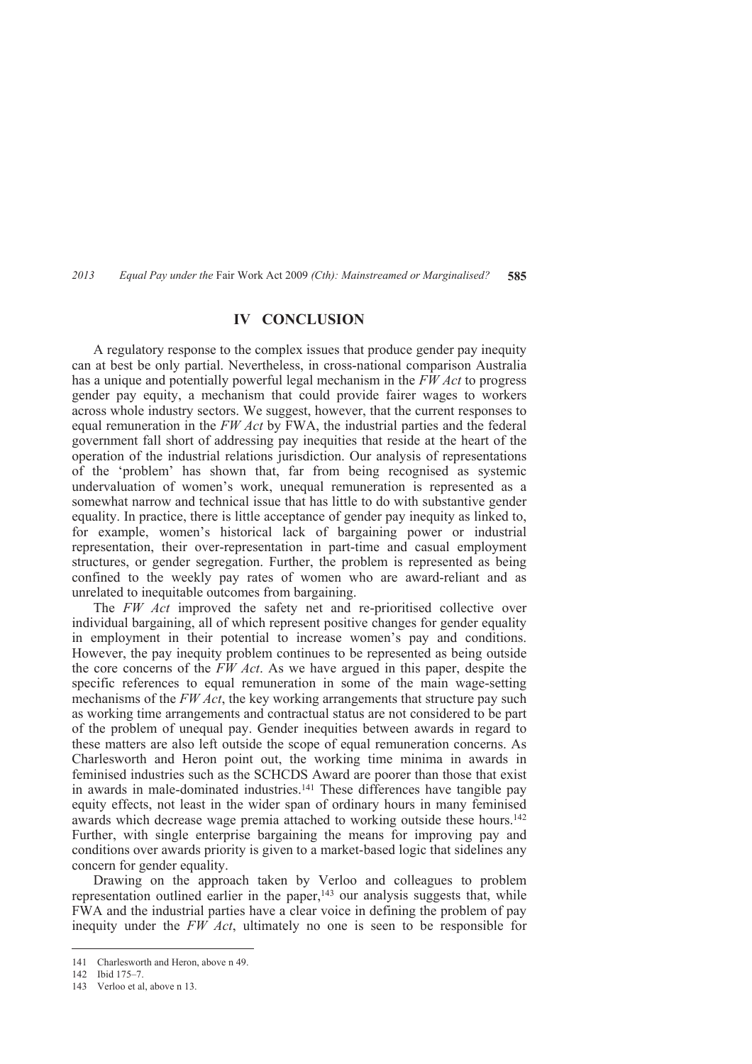## IV CONCLUSION

A regulatory response to the complex issues that produce gender pay inequity can at best be only partial. Nevertheless, in cross-national comparison Australia has a unique and potentially powerful legal mechanism in the *FW Act* to progress gender pay equity, a mechanism that could provide fairer wages to workers across whole industry sectors. We suggest, however, that the current responses to equal remuneration in the *FW Act* by FWA, the industrial parties and the federal government fall short of addressing pay inequities that reside at the heart of the operation of the industrial relations jurisdiction. Our analysis of representations of the 'problem' has shown that, far from being recognised as systemic undervaluation of women's work, unequal remuneration is represented as a somewhat narrow and technical issue that has little to do with substantive gender equality. In practice, there is little acceptance of gender pay inequity as linked to, for example, women's historical lack of bargaining power or industrial representation, their over-representation in part-time and casual employment structures, or gender segregation. Further, the problem is represented as being confined to the weekly pay rates of women who are award-reliant and as unrelated to inequitable outcomes from bargaining.

The *FW Act* improved the safety net and re-prioritised collective over individual bargaining, all of which represent positive changes for gender equality in employment in their potential to increase women's pay and conditions. However, the pay inequity problem continues to be represented as being outside the core concerns of the *FW Act*. As we have argued in this paper, despite the specific references to equal remuneration in some of the main wage-setting mechanisms of the *FW Act*, the key working arrangements that structure pay such as working time arrangements and contractual status are not considered to be part of the problem of unequal pay. Gender inequities between awards in regard to these matters are also left outside the scope of equal remuneration concerns. As Charlesworth and Heron point out, the working time minima in awards in feminised industries such as the SCHCDS Award are poorer than those that exist in awards in male-dominated industries.[141] These differences have tangible pay equity effects, not least in the wider span of ordinary hours in many feminised awards which decrease wage premia attached to working outside these hours.[142] Further, with single enterprise bargaining the means for improving pay and conditions over awards priority is given to a market-based logic that sidelines any concern for gender equality.

Drawing on the approach taken by Verloo and colleagues to problem representation outlined earlier in the paper,[143] our analysis suggests that, while FWA and the industrial parties have a clear voice in defining the problem of pay inequity under the *FW Act*, ultimately no one is seen to be responsible for

---

141 Charlesworth and Heron, above n 49.

142 Ibid 175–7.

143 Verloo et al, above n 13.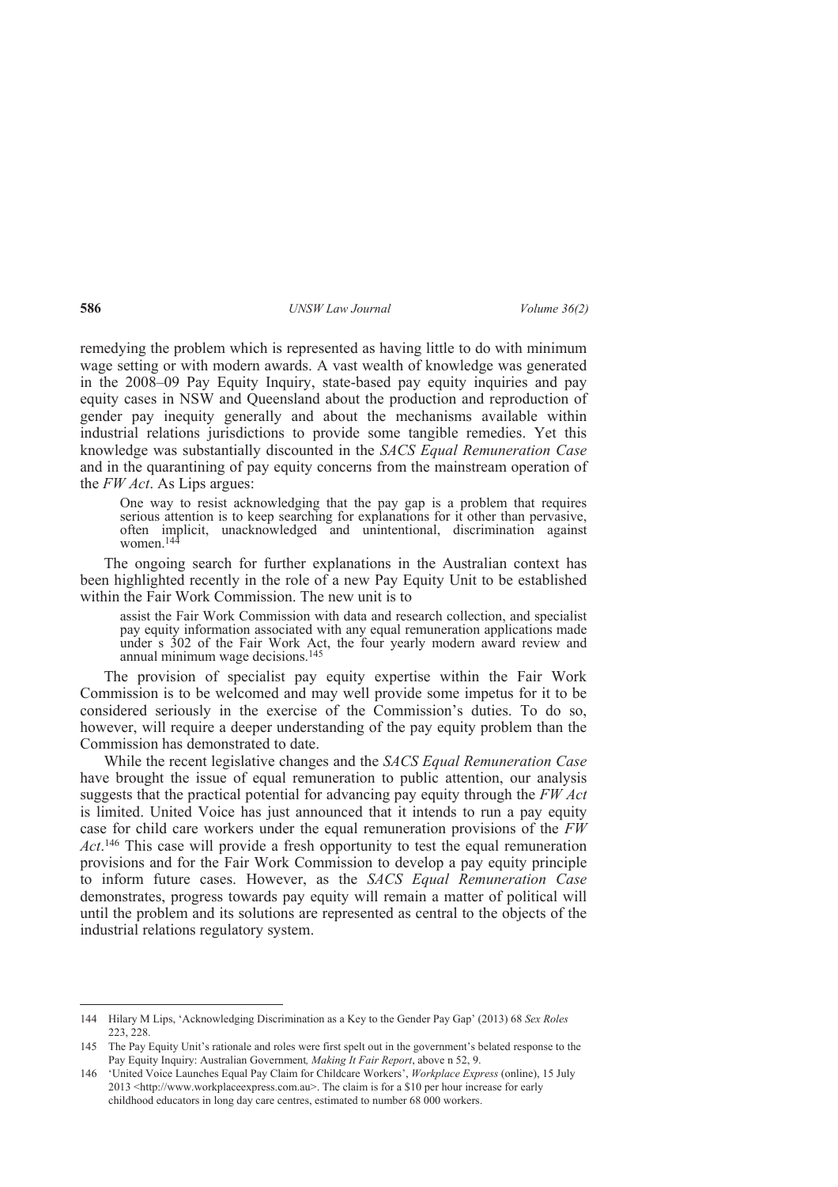remedying the problem which is represented as having little to do with minimum wage setting or with modern awards. A vast wealth of knowledge was generated in the 2008–09 Pay Equity Inquiry, state-based pay equity inquiries and pay equity cases in NSW and Queensland about the production and reproduction of gender pay inequity generally and about the mechanisms available within industrial relations jurisdictions to provide some tangible remedies. Yet this knowledge was substantially discounted in the *SACS Equal Remuneration Case* and in the quarantining of pay equity concerns from the mainstream operation of the *FW Act*. As Lips argues:

> One way to resist acknowledging that the pay gap is a problem that requires serious attention is to keep searching for explanations for it other than pervasive, often implicit, unacknowledged and unintentional, discrimination against women.[144]

The ongoing search for further explanations in the Australian context has been highlighted recently in the role of a new Pay Equity Unit to be established within the Fair Work Commission. The new unit is to

> assist the Fair Work Commission with data and research collection, and specialist pay equity information associated with any equal remuneration applications made under s 302 of the Fair Work Act, the four yearly modern award review and annual minimum wage decisions.[145]

The provision of specialist pay equity expertise within the Fair Work Commission is to be welcomed and may well provide some impetus for it to be considered seriously in the exercise of the Commission's duties. To do so, however, will require a deeper understanding of the pay equity problem than the Commission has demonstrated to date.

While the recent legislative changes and the *SACS Equal Remuneration Case* have brought the issue of equal remuneration to public attention, our analysis suggests that the practical potential for advancing pay equity through the *FW Act* is limited. United Voice has just announced that it intends to run a pay equity case for child care workers under the equal remuneration provisions of the *FW Act*.[146] This case will provide a fresh opportunity to test the equal remuneration provisions and for the Fair Work Commission to develop a pay equity principle to inform future cases. However, as the *SACS Equal Remuneration Case* demonstrates, progress towards pay equity will remain a matter of political will until the problem and its solutions are represented as central to the objects of the industrial relations regulatory system.

---

144 Hilary M Lips, 'Acknowledging Discrimination as a Key to the Gender Pay Gap' (2013) 68 *Sex Roles* 223, 228.

145 The Pay Equity Unit's rationale and roles were first spelt out in the government's belated response to the Pay Equity Inquiry: Australian Government*, Making It Fair Report*, above n 52, 9.

146 'United Voice Launches Equal Pay Claim for Childcare Workers', *Workplace Express* (online), 15 July 2013 <http://www.workplaceexpress.com.au>. The claim is for a $10 per hour increase for early childhood educators in long day care centres, estimated to number 68 000 workers.